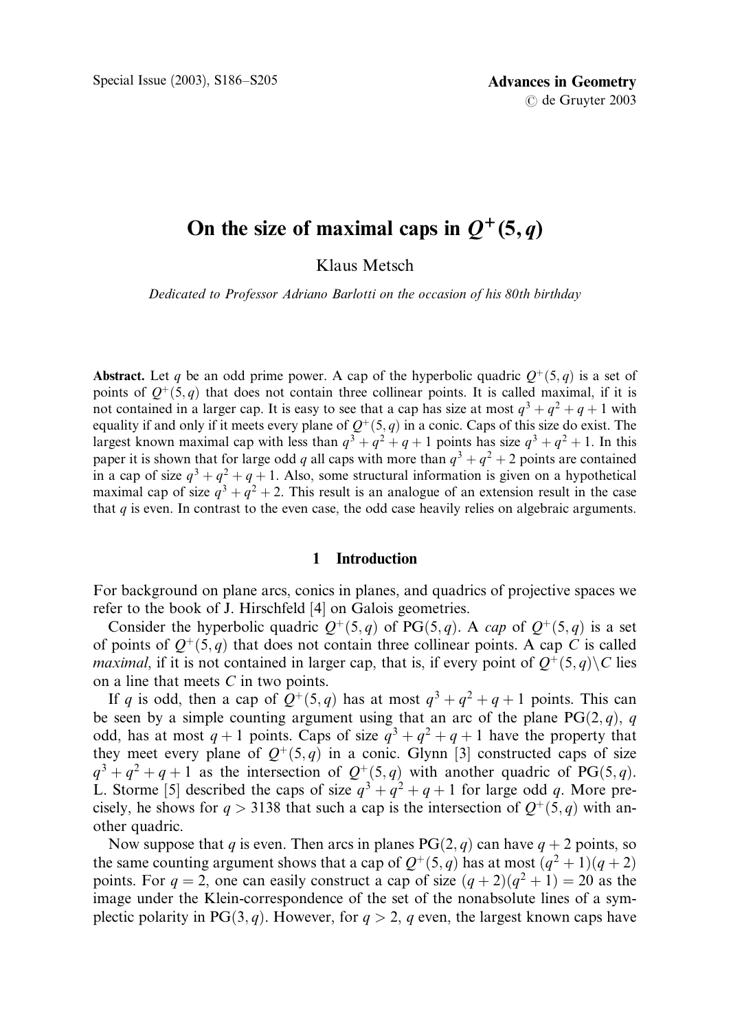# On the size of maximal caps in $Q^+(5,q)$

Klaus Metsch

*Dedicated to Professor Adriano Barlotti on the occasion of his 80th birthday*

**Abstract.** Let $q$ be an odd prime power. A cap of the hyperbolic quadric $Q^+(5,q)$ is a set of points of $Q^+(5,q)$ that does not contain three collinear points. It is called maximal, if it is not contained in a larger cap. It is easy to see that a cap has size at most $q^3+q^2+q+1$ with equality if and only if it meets every plane of $Q^+(5,q)$ in a conic. Caps of this size do exist. The largest known maximal cap with less than $q^3+q^2+q+1$ points has size $q^3+q^2+1$. In this paper it is shown that for large odd $q$ all caps with more than $q^3+q^2+2$ points are contained in a cap of size $q^3+q^2+q+1$. Also, some structural information is given on a hypothetical maximal cap of size $q^3+q^2+2$. This result is an analogue of an extension result in the case that $q$ is even. In contrast to the even case, the odd case heavily relies on algebraic arguments.

## 1 Introduction

For background on plane arcs, conics in planes, and quadrics of projective spaces we refer to the book of J. Hirschfeld [4] on Galois geometries.

Consider the hyperbolic quadric $Q^+(5,q)$ of $\mathrm{PG}(5,q)$. A *cap* of $Q^+(5,q)$ is a set of points of $Q^+(5,q)$ that does not contain three collinear points. A cap $C$ is called *maximal*, if it is not contained in larger cap, that is, if every point of $Q^+(5,q)\backslash C$ lies on a line that meets $C$ in two points.

If $q$ is odd, then a cap of $Q^+(5,q)$ has at most $q^3+q^2+q+1$ points. This can be seen by a simple counting argument using that an arc of the plane $\mathrm{PG}(2,q)$, $q$ odd, has at most $q+1$ points. Caps of size $q^3+q^2+q+1$ have the property that they meet every plane of $Q^+(5,q)$ in a conic. Glynn [3] constructed caps of size $q^3+q^2+q+1$ as the intersection of $Q^+(5,q)$ with another quadric of $\mathrm{PG}(5,q)$. L. Storme [5] described the caps of size $q^3+q^2+q+1$ for large odd $q$. More precisely, he shows for $q>3138$ that such a cap is the intersection of $Q^+(5,q)$ with another quadric.

Now suppose that $q$ is even. Then arcs in planes $\mathrm{PG}(2,q)$ can have $q+2$ points, so the same counting argument shows that a cap of $Q^+(5,q)$ has at most $(q^2+1)(q+2)$ points. For $q=2$, one can easily construct a cap of size $(q+2)(q^2+1)=20$ as the image under the Klein-correspondence of the set of the nonabsolute lines of a symplectic polarity in $\mathrm{PG}(3,q)$. However, for $q>2$, $q$ even, the largest known caps have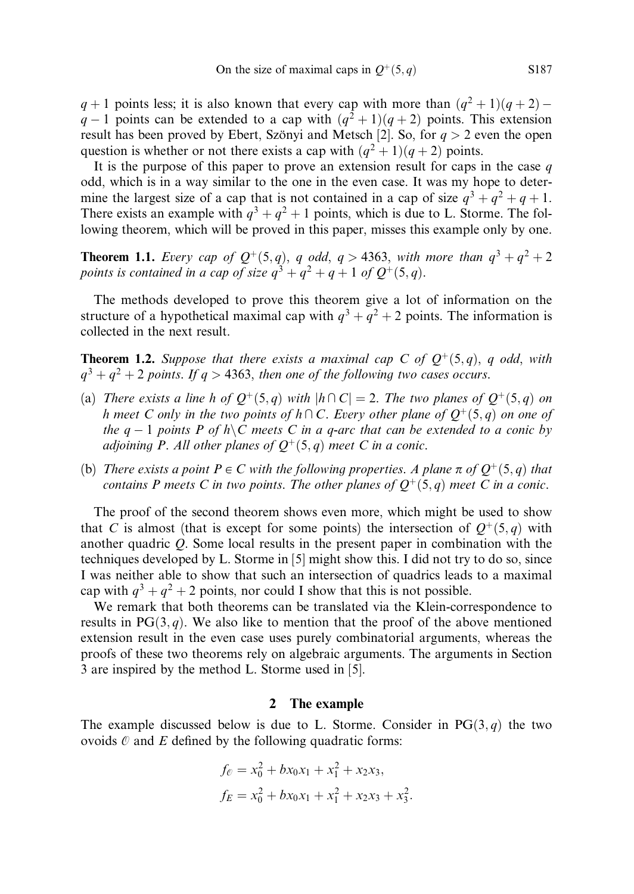$q+1$ points less; it is also known that every cap with more than $(q^2+1)(q+2)-q-1$ points can be extended to a cap with $(q^2+1)(q+2)$ points. This extension result has been proved by Ebert, Szönyi and Metsch [2]. So, for $q>2$ even the open question is whether or not there exists a cap with $(q^2+1)(q+2)$ points.

It is the purpose of this paper to prove an extension result for caps in the case $q$ odd, which is in a way similar to the one in the even case. It was my hope to determine the largest size of a cap that is not contained in a cap of size $q^3+q^2+q+1$. There exists an example with $q^3+q^2+1$ points, which is due to L. Storme. The following theorem, which will be proved in this paper, misses this example only by one.

**Theorem 1.1.** *Every cap of $Q^+(5,q)$, $q$ odd, $q>4363$, with more than $q^3+q^2+2$ points is contained in a cap of size $q^3+q^2+q+1$ of $Q^+(5,q)$.*

The methods developed to prove this theorem give a lot of information on the structure of a hypothetical maximal cap with $q^3+q^2+2$ points. The information is collected in the next result.

**Theorem 1.2.** *Suppose that there exists a maximal cap $C$ of $Q^+(5,q)$, $q$ odd, with $q^3+q^2+2$ points. If $q>4363$, then one of the following two cases occurs.*

(a) *There exists a line $h$ of $Q^+(5,q)$ with $|h\cap C|=2$. The two planes of $Q^+(5,q)$ on $h$ meet $C$ only in the two points of $h\cap C$. Every other plane of $Q^+(5,q)$ on one of the $q-1$ points $P$ of $h\setminus C$ meets $C$ in a $q$-arc that can be extended to a conic by adjoining $P$. All other planes of $Q^+(5,q)$ meet $C$ in a conic.*

(b) *There exists a point $P\in C$ with the following properties. A plane $\pi$ of $Q^+(5,q)$ that contains $P$ meets $C$ in two points. The other planes of $Q^+(5,q)$ meet $C$ in a conic.*

The proof of the second theorem shows even more, which might be used to show that $C$ is almost (that is except for some points) the intersection of $Q^+(5,q)$ with another quadric $Q$. Some local results in the present paper in combination with the techniques developed by L. Storme in [5] might show this. I did not try to do so, since I was neither able to show that such an intersection of quadrics leads to a maximal cap with $q^3+q^2+2$ points, nor could I show that this is not possible.

We remark that both theorems can be translated via the Klein-correspondence to results in $\mathrm{PG}(3,q)$. We also like to mention that the proof of the above mentioned extension result in the even case uses purely combinatorial arguments, whereas the proofs of these two theorems rely on algebraic arguments. The arguments in Section 3 are inspired by the method L. Storme used in [5].

## 2 The example

The example discussed below is due to L. Storme. Consider in $\mathrm{PG}(3,q)$ the two ovoids $\mathcal{O}$ and $E$ defined by the following quadratic forms:

$$f_{\mathcal{O}} = x_0^2 + bx_0x_1 + x_1^2 + x_2x_3,$$
$$f_E = x_0^2 + bx_0x_1 + x_1^2 + x_2x_3 + x_3^2.$$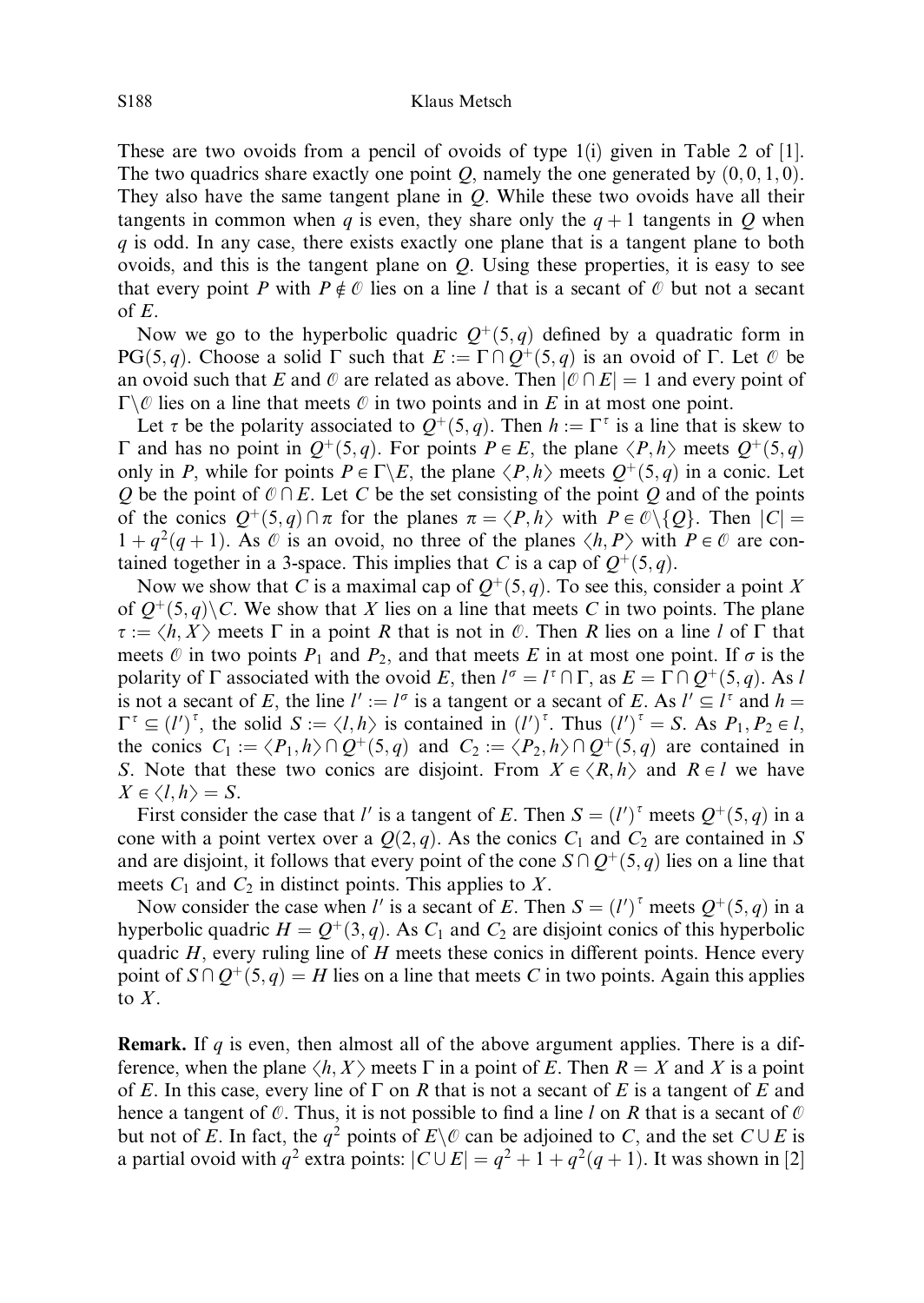These are two ovoids from a pencil of ovoids of type 1(i) given in Table 2 of [1]. The two quadrics share exactly one point $Q$, namely the one generated by $(0,0,1,0)$. They also have the same tangent plane in $Q$. While these two ovoids have all their tangents in common when $q$ is even, they share only the $q+1$ tangents in $Q$ when $q$ is odd. In any case, there exists exactly one plane that is a tangent plane to both ovoids, and this is the tangent plane on $Q$. Using these properties, it is easy to see that every point $P$ with $P \notin \mathcal{O}$ lies on a line $l$ that is a secant of $\mathcal{O}$ but not a secant of $E$.

Now we go to the hyperbolic quadric $Q^+(5,q)$ defined by a quadratic form in $\mathrm{PG}(5,q)$. Choose a solid $\Gamma$ such that $E := \Gamma \cap Q^+(5,q)$ is an ovoid of $\Gamma$. Let $\mathcal{O}$ be an ovoid such that $E$ and $\mathcal{O}$ are related as above. Then $|\mathcal{O} \cap E| = 1$ and every point of $\Gamma \backslash \mathcal{O}$ lies on a line that meets $\mathcal{O}$ in two points and in $E$ in at most one point.

Let $\tau$ be the polarity associated to $Q^+(5,q)$. Then $h := \Gamma^\tau$ is a line that is skew to $\Gamma$ and has no point in $Q^+(5,q)$. For points $P \in E$, the plane $\langle P, h \rangle$ meets $Q^+(5,q)$ only in $P$, while for points $P \in \Gamma \backslash E$, the plane $\langle P, h \rangle$ meets $Q^+(5,q)$ in a conic. Let $Q$ be the point of $\mathcal{O} \cap E$. Let $C$ be the set consisting of the point $Q$ and of the points of the conics $Q^+(5,q) \cap \pi$ for the planes $\pi = \langle P, h \rangle$ with $P \in \mathcal{O} \backslash \{Q\}$. Then $|C| = 1 + q^2(q+1)$. As $\mathcal{O}$ is an ovoid, no three of the planes $\langle h, P \rangle$ with $P \in \mathcal{O}$ are contained together in a 3-space. This implies that $C$ is a cap of $Q^+(5,q)$.

Now we show that $C$ is a maximal cap of $Q^+(5,q)$. To see this, consider a point $X$ of $Q^+(5,q) \backslash C$. We show that $X$ lies on a line that meets $C$ in two points. The plane $\tau := \langle h, X \rangle$ meets $\Gamma$ in a point $R$ that is not in $\mathcal{O}$. Then $R$ lies on a line $l$ of $\Gamma$ that meets $\mathcal{O}$ in two points $P_1$ and $P_2$, and that meets $E$ in at most one point. If $\sigma$ is the polarity of $\Gamma$ associated with the ovoid $E$, then $l^\sigma = l^\tau \cap \Gamma$, as $E = \Gamma \cap Q^+(5,q)$. As $l$ is not a secant of $E$, the line $l' := l^\sigma$ is a tangent or a secant of $E$. As $l' \subseteq l^\tau$ and $h = \Gamma^\tau \subseteq (l')^\tau$, the solid $S := \langle l, h \rangle$ is contained in $(l')^\tau$. Thus $(l')^\tau = S$. As $P_1, P_2 \in l$, the conics $C_1 := \langle P_1, h \rangle \cap Q^+(5,q)$ and $C_2 := \langle P_2, h \rangle \cap Q^+(5,q)$ are contained in $S$. Note that these two conics are disjoint. From $X \in \langle R, h \rangle$ and $R \in l$ we have $X \in \langle l, h \rangle = S$.

First consider the case that $l'$ is a tangent of $E$. Then $S = (l')^\tau$ meets $Q^+(5,q)$ in a cone with a point vertex over a $Q(2,q)$. As the conics $C_1$ and $C_2$ are contained in $S$ and are disjoint, it follows that every point of the cone $S \cap Q^+(5,q)$ lies on a line that meets $C_1$ and $C_2$ in distinct points. This applies to $X$.

Now consider the case when $l'$ is a secant of $E$. Then $S = (l')^\tau$ meets $Q^+(5,q)$ in a hyperbolic quadric $H = Q^+(3,q)$. As $C_1$ and $C_2$ are disjoint conics of this hyperbolic quadric $H$, every ruling line of $H$ meets these conics in different points. Hence every point of $S \cap Q^+(5,q) = H$ lies on a line that meets $C$ in two points. Again this applies to $X$.

**Remark.** If $q$ is even, then almost all of the above argument applies. There is a difference, when the plane $\langle h, X \rangle$ meets $\Gamma$ in a point of $E$. Then $R = X$ and $X$ is a point of $E$. In this case, every line of $\Gamma$ on $R$ that is not a secant of $E$ is a tangent of $E$ and hence a tangent of $\mathcal{O}$. Thus, it is not possible to find a line $l$ on $R$ that is a secant of $\mathcal{O}$ but not of $E$. In fact, the $q^2$ points of $E \backslash \mathcal{O}$ can be adjoined to $C$, and the set $C \cup E$ is a partial ovoid with $q^2$ extra points: $|C \cup E| = q^2 + 1 + q^2(q+1)$. It was shown in [2]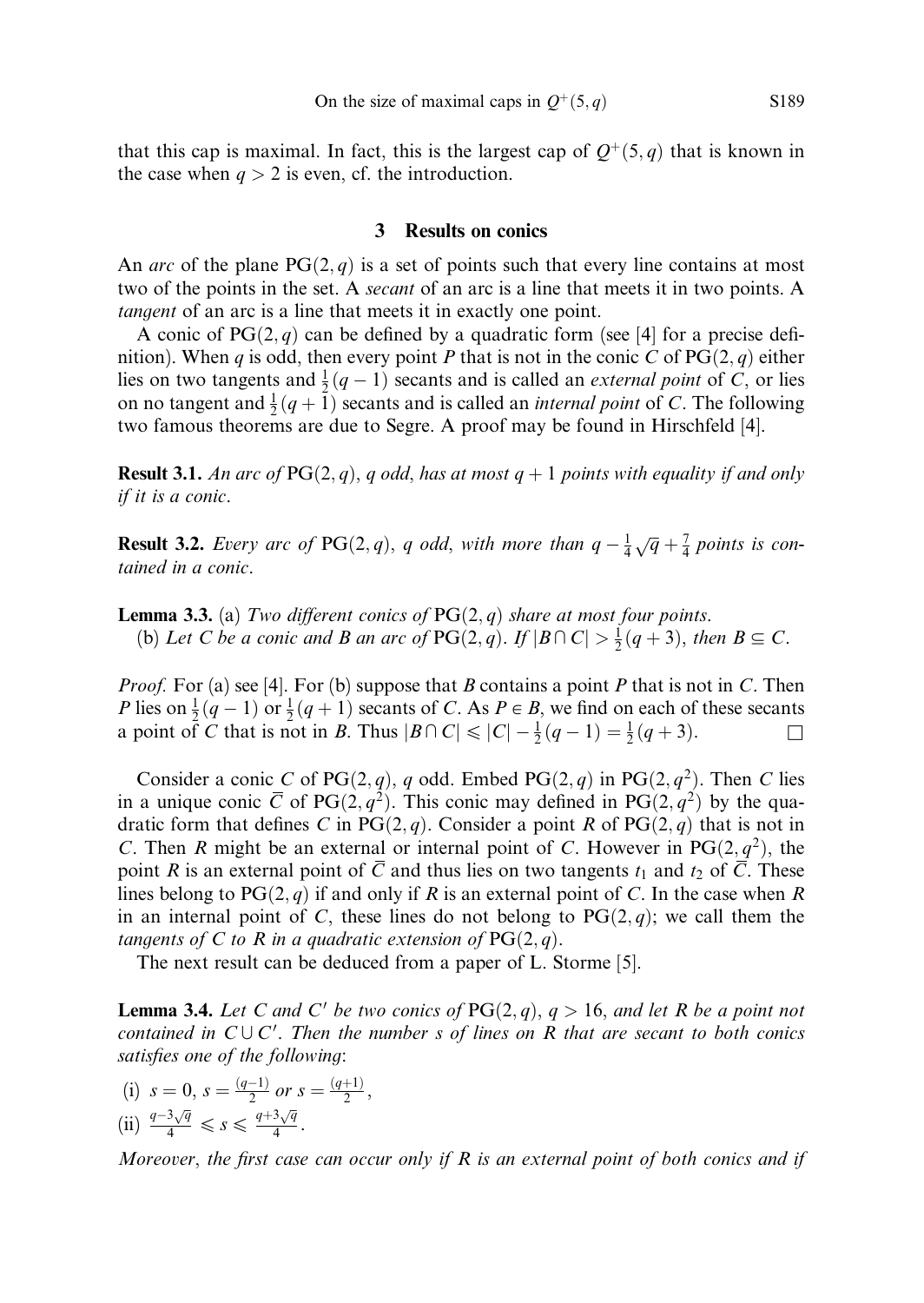that this cap is maximal. In fact, this is the largest cap of $Q^+(5,q)$ that is known in the case when $q > 2$ is even, cf. the introduction.

## 3 Results on conics

An *arc* of the plane $\mathrm{PG}(2,q)$ is a set of points such that every line contains at most two of the points in the set. A *secant* of an arc is a line that meets it in two points. A *tangent* of an arc is a line that meets it in exactly one point.

A conic of $\mathrm{PG}(2,q)$ can be defined by a quadratic form (see [4] for a precise definition). When $q$ is odd, then every point $P$ that is not in the conic $C$ of $\mathrm{PG}(2,q)$ either lies on two tangents and $\frac{1}{2}(q-1)$ secants and is called an *external point* of $C$, or lies on no tangent and $\frac{1}{2}(q+1)$ secants and is called an *internal point* of $C$. The following two famous theorems are due to Segre. A proof may be found in Hirschfeld [4].

**Result 3.1.** *An arc of* $\mathrm{PG}(2,q)$*, $q$ odd, has at most $q+1$ points with equality if and only if it is a conic.*

**Result 3.2.** *Every arc of* $\mathrm{PG}(2,q)$*, $q$ odd, with more than $q - \frac{1}{4}\sqrt{q} + \frac{7}{4}$ points is contained in a conic.*

**Lemma 3.3.** (a) *Two different conics of* $\mathrm{PG}(2,q)$ *share at most four points.*
(b) *Let $C$ be a conic and $B$ an arc of* $\mathrm{PG}(2,q)$*. If $|B \cap C| > \frac{1}{2}(q+3)$, then $B \subseteq C$.*

*Proof.* For (a) see [4]. For (b) suppose that $B$ contains a point $P$ that is not in $C$. Then $P$ lies on $\frac{1}{2}(q-1)$ or $\frac{1}{2}(q+1)$ secants of $C$. As $P \in B$, we find on each of these secants a point of $C$ that is not in $B$. Thus $|B \cap C| \leqslant |C| - \frac{1}{2}(q-1) = \frac{1}{2}(q+3)$. □

Consider a conic $C$ of $\mathrm{PG}(2,q)$, $q$ odd. Embed $\mathrm{PG}(2,q)$ in $\mathrm{PG}(2,q^2)$. Then $C$ lies in a unique conic $\overline{C}$ of $\mathrm{PG}(2,q^2)$. This conic may defined in $\mathrm{PG}(2,q^2)$ by the quadratic form that defines $C$ in $\mathrm{PG}(2,q)$. Consider a point $R$ of $\mathrm{PG}(2,q)$ that is not in $C$. Then $R$ might be an external or internal point of $C$. However in $\mathrm{PG}(2,q^2)$, the point $R$ is an external point of $\overline{C}$ and thus lies on two tangents $t_1$ and $t_2$ of $\overline{C}$. These lines belong to $\mathrm{PG}(2,q)$ if and only if $R$ is an external point of $C$. In the case when $R$ in an internal point of $C$, these lines do not belong to $\mathrm{PG}(2,q)$; we call them the *tangents of $C$ to $R$ in a quadratic extension of* $\mathrm{PG}(2,q)$.

The next result can be deduced from a paper of L. Storme [5].

**Lemma 3.4.** *Let $C$ and $C'$ be two conics of* $\mathrm{PG}(2,q)$*, $q > 16$, and let $R$ be a point not contained in $C \cup C'$. Then the number $s$ of lines on $R$ that are secant to both conics satisfies one of the following*:

(i) $s = 0$, $s = \frac{(q-1)}{2}$ *or* $s = \frac{(q+1)}{2}$,

(ii) $\frac{q-3\sqrt{q}}{4} \leqslant s \leqslant \frac{q+3\sqrt{q}}{4}$.

*Moreover, the first case can occur only if $R$ is an external point of both conics and if*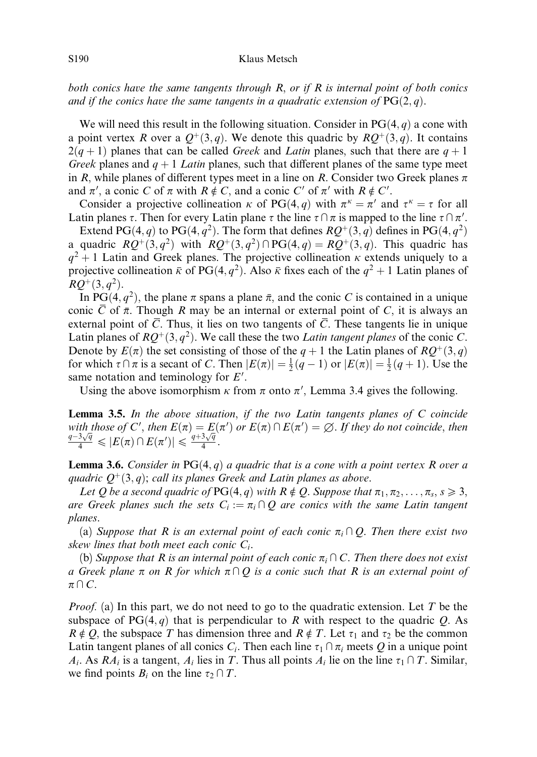*both conics have the same tangents through $R$, or if $R$ is internal point of both conics and if the conics have the same tangents in a quadratic extension of* $\mathrm{PG}(2,q)$.

We will need this result in the following situation. Consider in $\mathrm{PG}(4,q)$ a cone with a point vertex $R$ over a $Q^+(3,q)$. We denote this quadric by $RQ^+(3,q)$. It contains $2(q+1)$ planes that can be called *Greek* and *Latin* planes, such that there are $q+1$ *Greek* planes and $q+1$ *Latin* planes, such that different planes of the same type meet in $R$, while planes of different types meet in a line on $R$. Consider two Greek planes $\pi$ and $\pi'$, a conic $C$ of $\pi$ with $R \notin C$, and a conic $C'$ of $\pi'$ with $R \notin C'$.

Consider a projective collineation $\kappa$ of $\mathrm{PG}(4,q)$ with $\pi^\kappa = \pi'$ and $\tau^\kappa = \tau$ for all Latin planes $\tau$. Then for every Latin plane $\tau$ the line $\tau \cap \pi$ is mapped to the line $\tau \cap \pi'$.

Extend $\mathrm{PG}(4,q)$ to $\mathrm{PG}(4,q^2)$. The form that defines $RQ^+(3,q)$ defines in $\mathrm{PG}(4,q^2)$ a quadric $RQ^+(3,q^2)$ with $RQ^+(3,q^2) \cap \mathrm{PG}(4,q) = RQ^+(3,q)$. This quadric has $q^2+1$ Latin and Greek planes. The projective collineation $\kappa$ extends uniquely to a projective collineation $\bar{\kappa}$ of $\mathrm{PG}(4,q^2)$. Also $\bar{\kappa}$ fixes each of the $q^2+1$ Latin planes of $RQ^+(3,q^2)$.

In $\mathrm{PG}(4,q^2)$, the plane $\pi$ spans a plane $\bar{\pi}$, and the conic $C$ is contained in a unique conic $\overline{C}$ of $\bar{\pi}$. Though $R$ may be an internal or external point of $C$, it is always an external point of $\overline{C}$. Thus, it lies on two tangents of $\overline{C}$. These tangents lie in unique Latin planes of $RQ^+(3,q^2)$. We call these the two *Latin tangent planes* of the conic $C$. Denote by $E(\pi)$ the set consisting of those of the $q+1$ the Latin planes of $RQ^+(3,q)$ for which $\tau \cap \pi$ is a secant of $C$. Then $|E(\pi)| = \frac{1}{2}(q-1)$ or $|E(\pi)| = \frac{1}{2}(q+1)$. Use the same notation and teminology for $E'$.

Using the above isomorphism $\kappa$ from $\pi$ onto $\pi'$, Lemma 3.4 gives the following.

**Lemma 3.5.** *In the above situation, if the two Latin tangents planes of $C$ coincide with those of $C'$, then $E(\pi) = E(\pi')$ or $E(\pi) \cap E(\pi') = \emptyset$. If they do not coincide, then* $\frac{q-3\sqrt{q}}{4} \leqslant |E(\pi) \cap E(\pi')| \leqslant \frac{q+3\sqrt{q}}{4}$.

**Lemma 3.6.** *Consider in $\mathrm{PG}(4,q)$ a quadric that is a cone with a point vertex $R$ over a quadric $Q^+(3,q)$; call its planes Greek and Latin planes as above.*

*Let $Q$ be a second quadric of $\mathrm{PG}(4,q)$ with $R \notin Q$. Suppose that $\pi_1, \pi_2, \ldots, \pi_s$, $s \geqslant 3$, are Greek planes such the sets $C_i := \pi_i \cap Q$ are conics with the same Latin tangent planes.*

(a) *Suppose that $R$ is an external point of each conic $\pi_i \cap Q$. Then there exist two skew lines that both meet each conic $C_i$.*

(b) *Suppose that $R$ is an internal point of each conic $\pi_i \cap C$. Then there does not exist a Greek plane $\pi$ on $R$ for which $\pi \cap Q$ is a conic such that $R$ is an external point of $\pi \cap C$.*

*Proof.* (a) In this part, we do not need to go to the quadratic extension. Let $T$ be the subspace of $\mathrm{PG}(4,q)$ that is perpendicular to $R$ with respect to the quadric $Q$. As $R \notin Q$, the subspace $T$ has dimension three and $R \notin T$. Let $\tau_1$ and $\tau_2$ be the common Latin tangent planes of all conics $C_i$. Then each line $\tau_1 \cap \pi_i$ meets $Q$ in a unique point $A_i$. As $RA_i$ is a tangent, $A_i$ lies in $T$. Thus all points $A_i$ lie on the line $\tau_1 \cap T$. Similar, we find points $B_i$ on the line $\tau_2 \cap T$.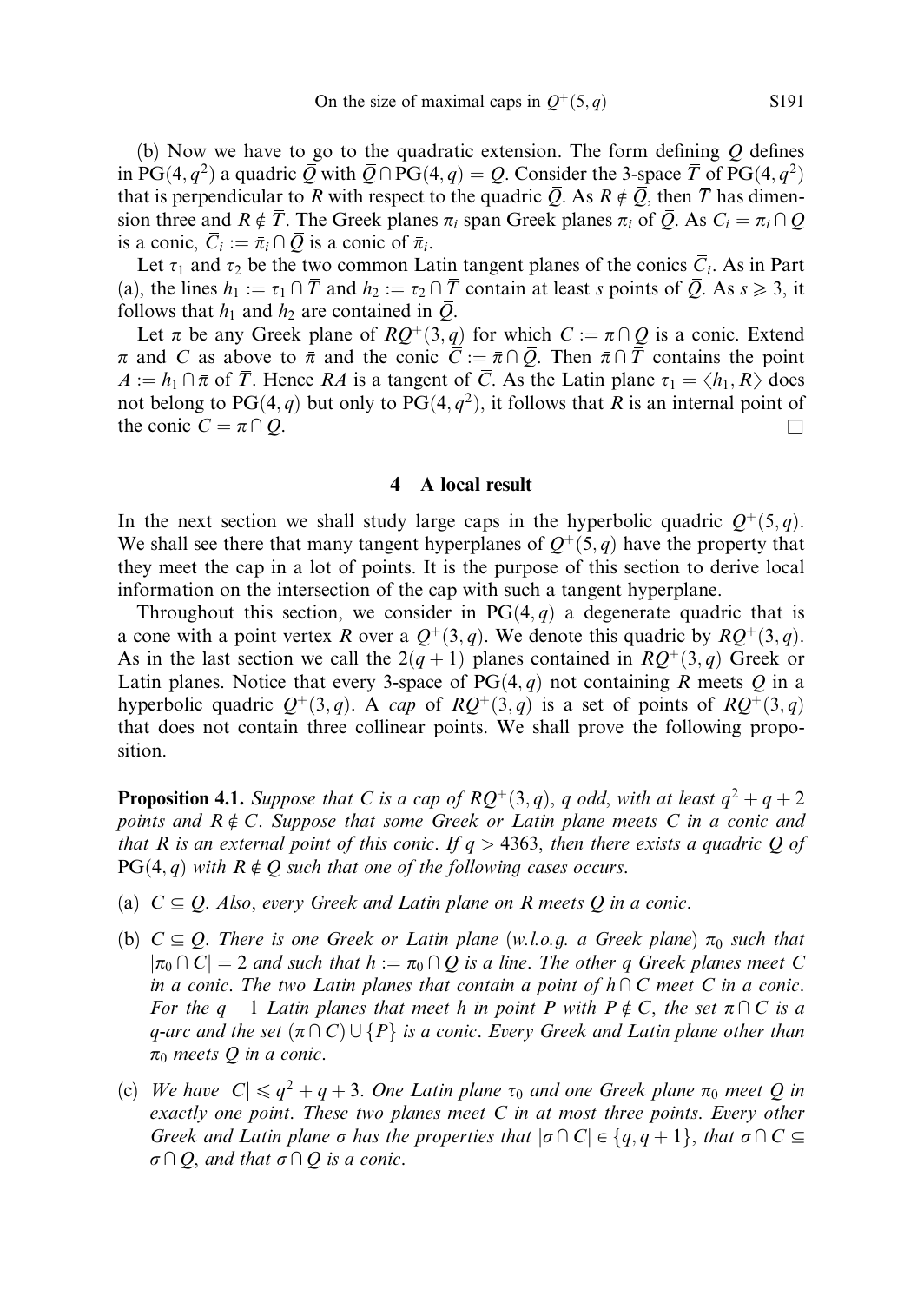(b) Now we have to go to the quadratic extension. The form defining $Q$ defines in $\mathrm{PG}(4, q^2)$ a quadric $\bar{Q}$ with $\bar{Q} \cap \mathrm{PG}(4, q) = Q$. Consider the 3-space $\bar{T}$ of $\mathrm{PG}(4, q^2)$ that is perpendicular to $R$ with respect to the quadric $\bar{Q}$. As $R \notin \bar{Q}$, then $\bar{T}$ has dimension three and $R \notin \bar{T}$. The Greek planes $\pi_i$ span Greek planes $\bar{\pi}_i$ of $\bar{Q}$. As $C_i = \pi_i \cap Q$ is a conic, $\bar{C}_i := \bar{\pi}_i \cap \bar{Q}$ is a conic of $\bar{\pi}_i$.

Let $\tau_1$ and $\tau_2$ be the two common Latin tangent planes of the conics $\bar{C}_i$. As in Part (a), the lines $h_1 := \tau_1 \cap \bar{T}$ and $h_2 := \tau_2 \cap \bar{T}$ contain at least $s$ points of $\bar{Q}$. As $s \geqslant 3$, it follows that $h_1$ and $h_2$ are contained in $\bar{Q}$.

Let $\pi$ be any Greek plane of $RQ^+(3, q)$ for which $C := \pi \cap Q$ is a conic. Extend $\pi$ and $C$ as above to $\bar{\pi}$ and the conic $\bar{C} := \bar{\pi} \cap \bar{Q}$. Then $\bar{\pi} \cap \bar{T}$ contains the point $A := h_1 \cap \bar{\pi}$ of $\bar{T}$. Hence $RA$ is a tangent of $\bar{C}$. As the Latin plane $\tau_1 = \langle h_1, R \rangle$ does not belong to $\mathrm{PG}(4, q)$ but only to $\mathrm{PG}(4, q^2)$, it follows that $R$ is an internal point of the conic $C = \pi \cap Q$. □

## 4 A local result

In the next section we shall study large caps in the hyperbolic quadric $Q^+(5, q)$. We shall see there that many tangent hyperplanes of $Q^+(5, q)$ have the property that they meet the cap in a lot of points. It is the purpose of this section to derive local information on the intersection of the cap with such a tangent hyperplane.

Throughout this section, we consider in $\mathrm{PG}(4, q)$ a degenerate quadric that is a cone with a point vertex $R$ over a $Q^+(3, q)$. We denote this quadric by $RQ^+(3, q)$. As in the last section we call the $2(q+1)$ planes contained in $RQ^+(3, q)$ Greek or Latin planes. Notice that every 3-space of $\mathrm{PG}(4, q)$ not containing $R$ meets $Q$ in a hyperbolic quadric $Q^+(3, q)$. A *cap* of $RQ^+(3, q)$ is a set of points of $RQ^+(3, q)$ that does not contain three collinear points. We shall prove the following proposition.

**Proposition 4.1.** *Suppose that $C$ is a cap of $RQ^+(3, q)$, $q$ odd, with at least $q^2 + q + 2$ points and $R \notin C$. Suppose that some Greek or Latin plane meets $C$ in a conic and that $R$ is an external point of this conic. If $q > 4363$, then there exists a quadric $Q$ of $\mathrm{PG}(4, q)$ with $R \notin Q$ such that one of the following cases occurs.*

(a) *$C \subseteq Q$. Also, every Greek and Latin plane on $R$ meets $Q$ in a conic.*

(b) *$C \subseteq Q$. There is one Greek or Latin plane (w.l.o.g. a Greek plane) $\pi_0$ such that $|\pi_0 \cap C| = 2$ and such that $h := \pi_0 \cap Q$ is a line. The other $q$ Greek planes meet $C$ in a conic. The two Latin planes that contain a point of $h \cap C$ meet $C$ in a conic. For the $q - 1$ Latin planes that meet $h$ in point $P$ with $P \notin C$, the set $\pi \cap C$ is a $q$-arc and the set $(\pi \cap C) \cup \{P\}$ is a conic. Every Greek and Latin plane other than $\pi_0$ meets $Q$ in a conic.*

(c) *We have $|C| \leqslant q^2 + q + 3$. One Latin plane $\tau_0$ and one Greek plane $\pi_0$ meet $Q$ in exactly one point. These two planes meet $C$ in at most three points. Every other Greek and Latin plane $\sigma$ has the properties that $|\sigma \cap C| \in \{q, q+1\}$, that $\sigma \cap C \subseteq \sigma \cap Q$, and that $\sigma \cap Q$ is a conic.*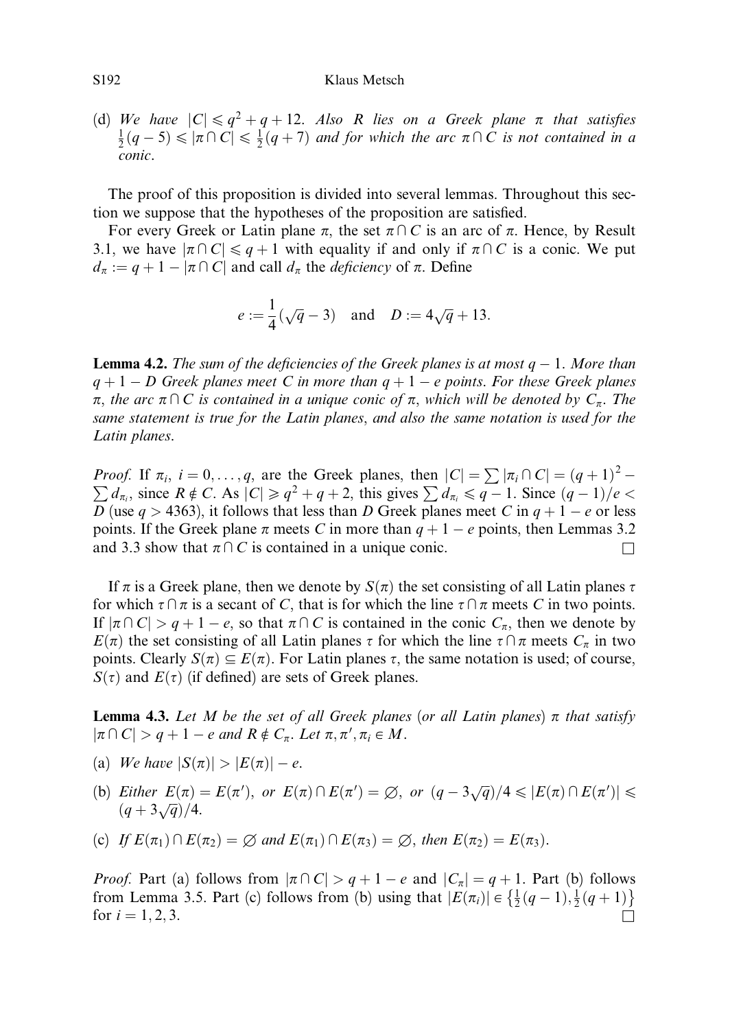(d) *We have* $|C| \leqslant q^2 + q + 12$. *Also* $R$ *lies on a Greek plane* $\pi$ *that satisfies* $\frac{1}{2}(q-5) \leqslant |\pi \cap C| \leqslant \frac{1}{2}(q+7)$ *and for which the arc* $\pi \cap C$ *is not contained in a conic*.

The proof of this proposition is divided into several lemmas. Throughout this section we suppose that the hypotheses of the proposition are satisfied.

For every Greek or Latin plane $\pi$, the set $\pi \cap C$ is an arc of $\pi$. Hence, by Result 3.1, we have $|\pi \cap C| \leqslant q+1$ with equality if and only if $\pi \cap C$ is a conic. We put $d_\pi := q + 1 - |\pi \cap C|$ and call $d_\pi$ the *deficiency* of $\pi$. Define

$$e := \frac{1}{4}(\sqrt{q} - 3) \quad \text{and} \quad D := 4\sqrt{q} + 13.$$

**Lemma 4.2.** *The sum of the deficiencies of the Greek planes is at most* $q - 1$. *More than* $q + 1 - D$ *Greek planes meet* $C$ *in more than* $q + 1 - e$ *points. For these Greek planes* $\pi$, *the arc* $\pi \cap C$ *is contained in a unique conic of* $\pi$, *which will be denoted by* $C_\pi$. *The same statement is true for the Latin planes, and also the same notation is used for the Latin planes.*

*Proof.* If $\pi_i$, $i = 0, \ldots, q$, are the Greek planes, then $|C| = \sum |\pi_i \cap C| = (q+1)^2 - \sum d_{\pi_i}$, since $R \notin C$. As $|C| \geqslant q^2 + q + 2$, this gives $\sum d_{\pi_i} \leqslant q - 1$. Since $(q-1)/e < D$ (use $q > 4363$), it follows that less than $D$ Greek planes meet $C$ in $q + 1 - e$ or less points. If the Greek plane $\pi$ meets $C$ in more than $q + 1 - e$ points, then Lemmas 3.2 and 3.3 show that $\pi \cap C$ is contained in a unique conic. $\square$

If $\pi$ is a Greek plane, then we denote by $S(\pi)$ the set consisting of all Latin planes $\tau$ for which $\tau \cap \pi$ is a secant of $C$, that is for which the line $\tau \cap \pi$ meets $C$ in two points. If $|\pi \cap C| > q + 1 - e$, so that $\pi \cap C$ is contained in the conic $C_\pi$, then we denote by $E(\pi)$ the set consisting of all Latin planes $\tau$ for which the line $\tau \cap \pi$ meets $C_\pi$ in two points. Clearly $S(\pi) \subseteq E(\pi)$. For Latin planes $\tau$, the same notation is used; of course, $S(\tau)$ and $E(\tau)$ (if defined) are sets of Greek planes.

**Lemma 4.3.** *Let* $M$ *be the set of all Greek planes (or all Latin planes)* $\pi$ *that satisfy* $|\pi \cap C| > q + 1 - e$ *and* $R \notin C_\pi$. *Let* $\pi, \pi', \pi_i \in M$.

(a) *We have* $|S(\pi)| > |E(\pi)| - e$.

(b) *Either* $E(\pi) = E(\pi')$, *or* $E(\pi) \cap E(\pi') = \varnothing$, *or* $(q - 3\sqrt{q})/4 \leqslant |E(\pi) \cap E(\pi')| \leqslant (q + 3\sqrt{q})/4$.

(c) *If* $E(\pi_1) \cap E(\pi_2) = \varnothing$ *and* $E(\pi_1) \cap E(\pi_3) = \varnothing$, *then* $E(\pi_2) = E(\pi_3)$.

*Proof.* Part (a) follows from $|\pi \cap C| > q + 1 - e$ and $|C_\pi| = q + 1$. Part (b) follows from Lemma 3.5. Part (c) follows from (b) using that $|E(\pi_i)| \in \left\{\frac{1}{2}(q-1), \frac{1}{2}(q+1)\right\}$ for $i = 1, 2, 3$. $\square$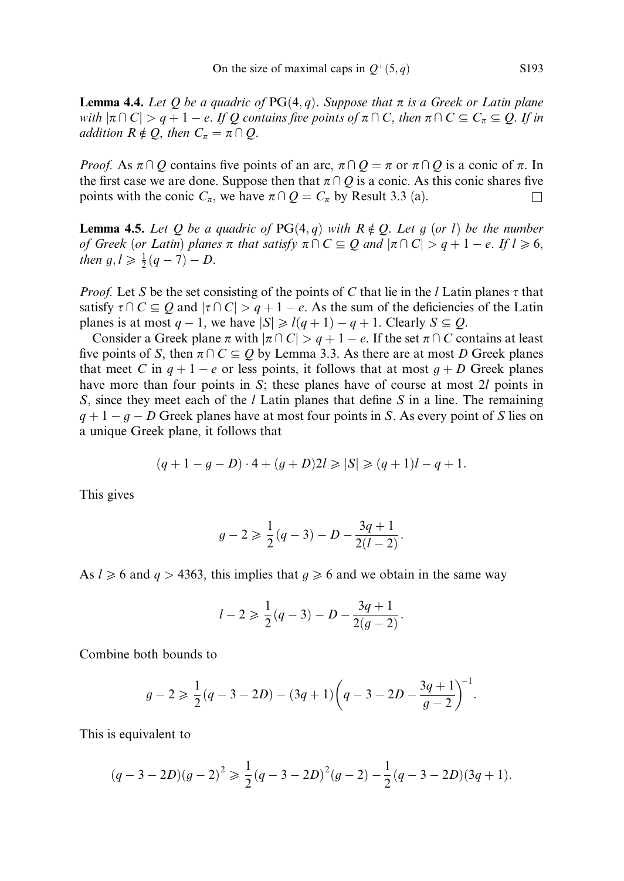**Lemma 4.4.** *Let $Q$ be a quadric of $\mathrm{PG}(4,q)$. Suppose that $\pi$ is a Greek or Latin plane with $|\pi \cap C| > q+1-e$. If $Q$ contains five points of $\pi \cap C$, then $\pi \cap C \subseteq C_\pi \subseteq Q$. If in addition $R \notin Q$, then $C_\pi = \pi \cap Q$.*

*Proof.* As $\pi \cap Q$ contains five points of an arc, $\pi \cap Q = \pi$ or $\pi \cap Q$ is a conic of $\pi$. In the first case we are done. Suppose then that $\pi \cap Q$ is a conic. As this conic shares five points with the conic $C_\pi$, we have $\pi \cap Q = C_\pi$ by Result 3.3 (a). $\square$

**Lemma 4.5.** *Let $Q$ be a quadric of $\mathrm{PG}(4,q)$ with $R \notin Q$. Let $g$ (or $l$) be the number of Greek (or Latin) planes $\pi$ that satisfy $\pi \cap C \subseteq Q$ and $|\pi \cap C| > q+1-e$. If $l \geqslant 6$, then $g, l \geqslant \frac{1}{2}(q-7) - D$.*

*Proof.* Let $S$ be the set consisting of the points of $C$ that lie in the $l$ Latin planes $\tau$ that satisfy $\tau \cap C \subseteq Q$ and $|\tau \cap C| > q+1-e$. As the sum of the deficiencies of the Latin planes is at most $q-1$, we have $|S| \geqslant l(q+1) - q + 1$. Clearly $S \subseteq Q$.

Consider a Greek plane $\pi$ with $|\pi \cap C| > q+1-e$. If the set $\pi \cap C$ contains at least five points of $S$, then $\pi \cap C \subseteq Q$ by Lemma 3.3. As there are at most $D$ Greek planes that meet $C$ in $q+1-e$ or less points, it follows that at most $g+D$ Greek planes have more than four points in $S$; these planes have of course at most $2l$ points in $S$, since they meet each of the $l$ Latin planes that define $S$ in a line. The remaining $q+1-g-D$ Greek planes have at most four points in $S$. As every point of $S$ lies on a unique Greek plane, it follows that

$$(q+1-g-D) \cdot 4 + (g+D)2l \geqslant |S| \geqslant (q+1)l - q + 1.$$

This gives

$$g - 2 \geqslant \frac{1}{2}(q-3) - D - \frac{3q+1}{2(l-2)}.$$

As $l \geqslant 6$ and $q > 4363$, this implies that $g \geqslant 6$ and we obtain in the same way

$$l - 2 \geqslant \frac{1}{2}(q-3) - D - \frac{3q+1}{2(g-2)}.$$

Combine both bounds to

$$g - 2 \geqslant \frac{1}{2}(q-3-2D) - (3q+1)\left(q-3-2D - \frac{3q+1}{g-2}\right)^{-1}.$$

This is equivalent to

$$(q-3-2D)(g-2)^2 \geqslant \frac{1}{2}(q-3-2D)^2(g-2) - \frac{1}{2}(q-3-2D)(3q+1).$$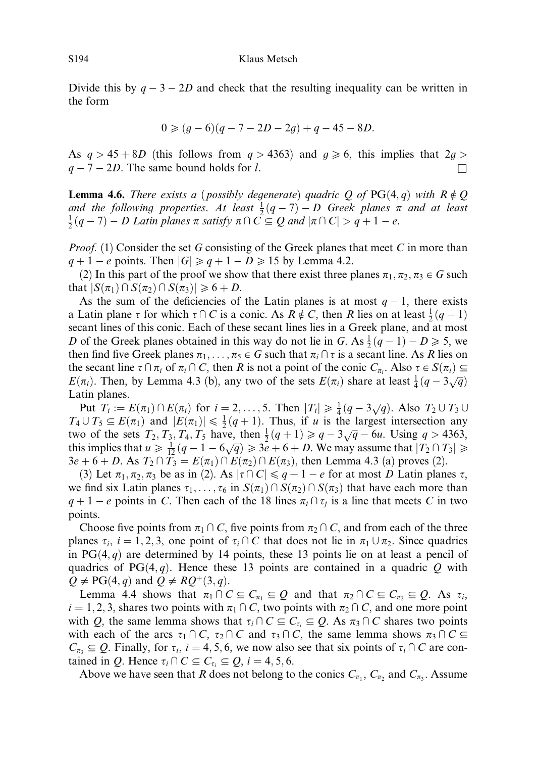Divide this by $q-3-2D$ and check that the resulting inequality can be written in the form

$$0 \geqslant (g-6)(q-7-2D-2g)+q-45-8D.$$

As $q > 45+8D$ (this follows from $q > 4363$) and $g \geqslant 6$, this implies that $2g > q-7-2D$. The same bound holds for $l$. $\square$

**Lemma 4.6.** *There exists a* (*possibly degenerate*) *quadric $Q$ of* $\mathrm{PG}(4,q)$ *with $R \notin Q$ and the following properties. At least $\frac{1}{2}(q-7)-D$ Greek planes $\pi$ and at least $\frac{1}{2}(q-7)-D$ Latin planes $\pi$ satisfy $\pi \cap C \subseteq Q$ and $|\pi \cap C| > q+1-e$.*

*Proof.* (1) Consider the set $G$ consisting of the Greek planes that meet $C$ in more than $q+1-e$ points. Then $|G| \geqslant q+1-D \geqslant 15$ by Lemma 4.2.

(2) In this part of the proof we show that there exist three planes $\pi_1, \pi_2, \pi_3 \in G$ such that $|S(\pi_1) \cap S(\pi_2) \cap S(\pi_3)| \geqslant 6+D$.

As the sum of the deficiencies of the Latin planes is at most $q-1$, there exists a Latin plane $\tau$ for which $\tau \cap C$ is a conic. As $R \notin C$, then $R$ lies on at least $\frac{1}{2}(q-1)$ secant lines of this conic. Each of these secant lines lies in a Greek plane, and at most $D$ of the Greek planes obtained in this way do not lie in $G$. As $\frac{1}{2}(q-1)-D \geqslant 5$, we then find five Greek planes $\pi_1, \dots, \pi_5 \in G$ such that $\pi_i \cap \tau$ is a secant line. As $R$ lies on the secant line $\tau \cap \pi_i$ of $\pi_i \cap C$, then $R$ is not a point of the conic $C_{\pi_i}$. Also $\tau \in S(\pi_i) \subseteq E(\pi_i)$. Then, by Lemma 4.3 (b), any two of the sets $E(\pi_i)$ share at least $\frac{1}{4}(q-3\sqrt{q})$ Latin planes.

Put $T_i := E(\pi_1) \cap E(\pi_i)$ for $i = 2, \dots, 5$. Then $|T_i| \geqslant \frac{1}{4}(q-3\sqrt{q})$. Also $T_2 \cup T_3 \cup T_4 \cup T_5 \subseteq E(\pi_1)$ and $|E(\pi_1)| \leqslant \frac{1}{2}(q+1)$. Thus, if $u$ is the largest intersection any two of the sets $T_2, T_3, T_4, T_5$ have, then $\frac{1}{2}(q+1) \geqslant q-3\sqrt{q}-6u$. Using $q > 4363$, this implies that $u \geqslant \frac{1}{12}(q-1-6\sqrt{q}) \geqslant 3e+6+D$. We may assume that $|T_2 \cap T_3| \geqslant 3e+6+D$. As $T_2 \cap T_3 = E(\pi_1) \cap E(\pi_2) \cap E(\pi_3)$, then Lemma 4.3 (a) proves (2).

(3) Let $\pi_1, \pi_2, \pi_3$ be as in (2). As $|\tau \cap C| \leqslant q+1-e$ for at most $D$ Latin planes $\tau$, we find six Latin planes $\tau_1, \dots, \tau_6$ in $S(\pi_1) \cap S(\pi_2) \cap S(\pi_3)$ that have each more than $q+1-e$ points in $C$. Then each of the 18 lines $\pi_i \cap \tau_j$ is a line that meets $C$ in two points.

Choose five points from $\pi_1 \cap C$, five points from $\pi_2 \cap C$, and from each of the three planes $\tau_i$, $i = 1, 2, 3$, one point of $\tau_i \cap C$ that does not lie in $\pi_1 \cup \pi_2$. Since quadrics in $\mathrm{PG}(4,q)$ are determined by 14 points, these 13 points lie on at least a pencil of quadrics of $\mathrm{PG}(4,q)$. Hence these 13 points are contained in a quadric $Q$ with $Q \neq \mathrm{PG}(4,q)$ and $Q \neq RQ^+(3,q)$.

Lemma 4.4 shows that $\pi_1 \cap C \subseteq C_{\pi_1} \subseteq Q$ and that $\pi_2 \cap C \subseteq C_{\pi_2} \subseteq Q$. As $\tau_i$, $i = 1, 2, 3$, shares two points with $\pi_1 \cap C$, two points with $\pi_2 \cap C$, and one more point with $Q$, the same lemma shows that $\tau_i \cap C \subseteq C_{\tau_i} \subseteq Q$. As $\pi_3 \cap C$ shares two points with each of the arcs $\tau_1 \cap C$, $\tau_2 \cap C$ and $\tau_3 \cap C$, the same lemma shows $\pi_3 \cap C \subseteq C_{\pi_3} \subseteq Q$. Finally, for $\tau_i$, $i = 4, 5, 6$, we now also see that six points of $\tau_i \cap C$ are contained in $Q$. Hence $\tau_i \cap C \subseteq C_{\tau_i} \subseteq Q$, $i = 4, 5, 6$.

Above we have seen that $R$ does not belong to the conics $C_{\pi_1}$, $C_{\pi_2}$ and $C_{\pi_3}$. Assume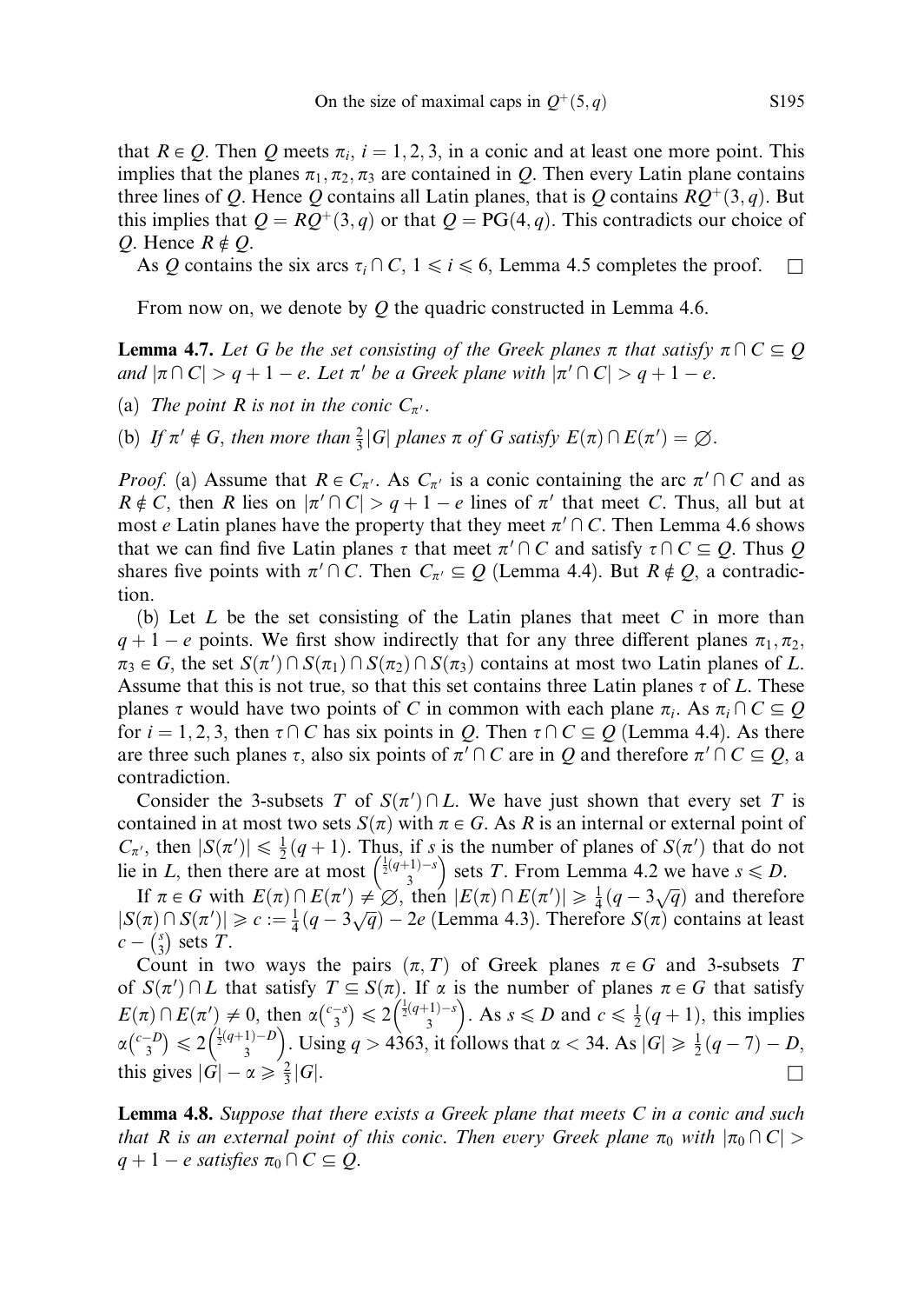that $R \in Q$. Then $Q$ meets $\pi_i$, $i = 1, 2, 3$, in a conic and at least one more point. This implies that the planes $\pi_1, \pi_2, \pi_3$ are contained in $Q$. Then every Latin plane contains three lines of $Q$. Hence $Q$ contains all Latin planes, that is $Q$ contains $RQ^+(3, q)$. But this implies that $Q = RQ^+(3, q)$ or that $Q = \mathrm{PG}(4, q)$. This contradicts our choice of $Q$. Hence $R \notin Q$.

As $Q$ contains the six arcs $\tau_i \cap C$, $1 \leqslant i \leqslant 6$, Lemma 4.5 completes the proof. $\square$

From now on, we denote by $Q$ the quadric constructed in Lemma 4.6.

**Lemma 4.7.** *Let $G$ be the set consisting of the Greek planes $\pi$ that satisfy $\pi \cap C \subseteq Q$ and $|\pi \cap C| > q + 1 - e$. Let $\pi'$ be a Greek plane with $|\pi' \cap C| > q + 1 - e$.*

(a) *The point $R$ is not in the conic $C_{\pi'}$.*

(b) *If $\pi' \notin G$, then more than $\frac{2}{3}|G|$ planes $\pi$ of $G$ satisfy $E(\pi) \cap E(\pi') = \varnothing$.*

*Proof.* (a) Assume that $R \in C_{\pi'}$. As $C_{\pi'}$ is a conic containing the arc $\pi' \cap C$ and as $R \notin C$, then $R$ lies on $|\pi' \cap C| > q + 1 - e$ lines of $\pi'$ that meet $C$. Thus, all but at most $e$ Latin planes have the property that they meet $\pi' \cap C$. Then Lemma 4.6 shows that we can find five Latin planes $\tau$ that meet $\pi' \cap C$ and satisfy $\tau \cap C \subseteq Q$. Thus $Q$ shares five points with $\pi' \cap C$. Then $C_{\pi'} \subseteq Q$ (Lemma 4.4). But $R \notin Q$, a contradiction.

(b) Let $L$ be the set consisting of the Latin planes that meet $C$ in more than $q + 1 - e$ points. We first show indirectly that for any three different planes $\pi_1, \pi_2, \pi_3 \in G$, the set $S(\pi') \cap S(\pi_1) \cap S(\pi_2) \cap S(\pi_3)$ contains at most two Latin planes of $L$. Assume that this is not true, so that this set contains three Latin planes $\tau$ of $L$. These planes $\tau$ would have two points of $C$ in common with each plane $\pi_i$. As $\pi_i \cap C \subseteq Q$ for $i = 1, 2, 3$, then $\tau \cap C$ has six points in $Q$. Then $\tau \cap C \subseteq Q$ (Lemma 4.4). As there are three such planes $\tau$, also six points of $\pi' \cap C$ are in $Q$ and therefore $\pi' \cap C \subseteq Q$, a contradiction.

Consider the 3-subsets $T$ of $S(\pi') \cap L$. We have just shown that every set $T$ is contained in at most two sets $S(\pi)$ with $\pi \in G$. As $R$ is an internal or external point of $C_{\pi'}$, then $|S(\pi')| \leqslant \frac{1}{2}(q + 1)$. Thus, if $s$ is the number of planes of $S(\pi')$ that do not lie in $L$, then there are at most $\binom{\frac{1}{2}(q+1)-s}{3}$ sets $T$. From Lemma 4.2 we have $s \leqslant D$.

If $\pi \in G$ with $E(\pi) \cap E(\pi') \neq \varnothing$, then $|E(\pi) \cap E(\pi')| \geqslant \frac{1}{4}(q - 3\sqrt{q})$ and therefore $|S(\pi) \cap S(\pi')| \geqslant c := \frac{1}{4}(q - 3\sqrt{q}) - 2e$ (Lemma 4.3). Therefore $S(\pi)$ contains at least $c - \binom{s}{3}$ sets $T$.

Count in two ways the pairs $(\pi, T)$ of Greek planes $\pi \in G$ and 3-subsets $T$ of $S(\pi') \cap L$ that satisfy $T \subseteq S(\pi)$. If $\alpha$ is the number of planes $\pi \in G$ that satisfy $E(\pi) \cap E(\pi') \neq 0$, then $\alpha\binom{c-s}{3} \leqslant 2\binom{\frac{1}{2}(q+1)-s}{3}$. As $s \leqslant D$ and $c \leqslant \frac{1}{2}(q + 1)$, this implies $\alpha\binom{c-D}{3} \leqslant 2\binom{\frac{1}{2}(q+1)-D}{3}$. Using $q > 4363$, it follows that $\alpha < 34$. As $|G| \geqslant \frac{1}{2}(q - 7) - D$, this gives $|G| - \alpha \geqslant \frac{2}{3}|G|$. $\square$

**Lemma 4.8.** *Suppose that there exists a Greek plane that meets $C$ in a conic and such that $R$ is an external point of this conic. Then every Greek plane $\pi_0$ with $|\pi_0 \cap C| > q + 1 - e$ satisfies $\pi_0 \cap C \subseteq Q$.*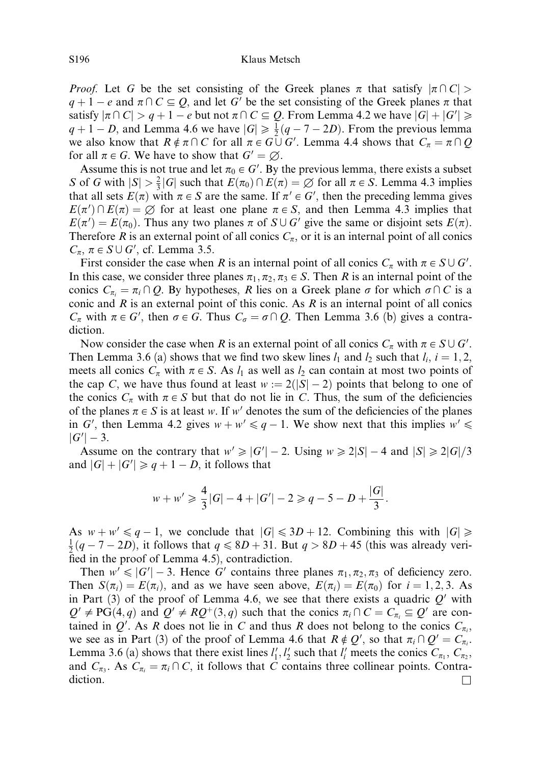*Proof.* Let $G$ be the set consisting of the Greek planes $\pi$ that satisfy $|\pi \cap C| > q+1-e$ and $\pi \cap C \subseteq Q$, and let $G'$ be the set consisting of the Greek planes $\pi$ that satisfy $|\pi \cap C| > q+1-e$ but not $\pi \cap C \subseteq Q$. From Lemma 4.2 we have $|G| + |G'| \geqslant q+1-D$, and Lemma 4.6 we have $|G| \geqslant \frac{1}{2}(q-7-2D)$. From the previous lemma we also know that $R \notin \pi \cap C$ for all $\pi \in G \cup G'$. Lemma 4.4 shows that $C_\pi = \pi \cap Q$ for all $\pi \in G$. We have to show that $G' = \varnothing$.

Assume this is not true and let $\pi_0 \in G'$. By the previous lemma, there exists a subset $S$ of $G$ with $|S| > \frac{2}{3}|G|$ such that $E(\pi_0) \cap E(\pi) = \varnothing$ for all $\pi \in S$. Lemma 4.3 implies that all sets $E(\pi)$ with $\pi \in S$ are the same. If $\pi' \in G'$, then the preceding lemma gives $E(\pi') \cap E(\pi) = \varnothing$ for at least one plane $\pi \in S$, and then Lemma 4.3 implies that $E(\pi') = E(\pi_0)$. Thus any two planes $\pi$ of $S \cup G'$ give the same or disjoint sets $E(\pi)$. Therefore $R$ is an external point of all conics $C_\pi$, or it is an internal point of all conics $C_\pi$, $\pi \in S \cup G'$, cf. Lemma 3.5.

First consider the case when $R$ is an internal point of all conics $C_\pi$ with $\pi \in S \cup G'$. In this case, we consider three planes $\pi_1, \pi_2, \pi_3 \in S$. Then $R$ is an internal point of the conics $C_{\pi_i} = \pi_i \cap Q$. By hypotheses, $R$ lies on a Greek plane $\sigma$ for which $\sigma \cap C$ is a conic and $R$ is an external point of this conic. As $R$ is an internal point of all conics $C_\pi$ with $\pi \in G'$, then $\sigma \in G$. Thus $C_\sigma = \sigma \cap Q$. Then Lemma 3.6 (b) gives a contradiction.

Now consider the case when $R$ is an external point of all conics $C_\pi$ with $\pi \in S \cup G'$. Then Lemma 3.6 (a) shows that we find two skew lines $l_1$ and $l_2$ such that $l_i$, $i = 1, 2$, meets all conics $C_\pi$ with $\pi \in S$. As $l_1$ as well as $l_2$ can contain at most two points of the cap $C$, we have thus found at least $w := 2(|S| - 2)$ points that belong to one of the conics $C_\pi$ with $\pi \in S$ but that do not lie in $C$. Thus, the sum of the deficiencies of the planes $\pi \in S$ is at least $w$. If $w'$ denotes the sum of the deficiencies of the planes in $G'$, then Lemma 4.2 gives $w + w' \leqslant q - 1$. We show next that this implies $w' \leqslant |G'| - 3$.

Assume on the contrary that $w' \geqslant |G'| - 2$. Using $w \geqslant 2|S| - 4$ and $|S| \geqslant 2|G|/3$ and $|G| + |G'| \geqslant q + 1 - D$, it follows that

$$w + w' \geqslant \frac{4}{3}|G| - 4 + |G'| - 2 \geqslant q - 5 - D + \frac{|G|}{3}.$$

As $w + w' \leqslant q - 1$, we conclude that $|G| \leqslant 3D + 12$. Combining this with $|G| \geqslant \frac{1}{2}(q - 7 - 2D)$, it follows that $q \leqslant 8D + 31$. But $q > 8D + 45$ (this was already verified in the proof of Lemma 4.5), contradiction.

Then $w' \leqslant |G'| - 3$. Hence $G'$ contains three planes $\pi_1, \pi_2, \pi_3$ of deficiency zero. Then $S(\pi_i) = E(\pi_i)$, and as we have seen above, $E(\pi_i) = E(\pi_0)$ for $i = 1, 2, 3$. As in Part (3) of the proof of Lemma 4.6, we see that there exists a quadric $Q'$ with $Q' \neq \mathrm{PG}(4, q)$ and $Q' \neq RQ^+(3, q)$ such that the conics $\pi_i \cap C = C_{\pi_i} \subseteq Q'$ are contained in $Q'$. As $R$ does not lie in $C$ and thus $R$ does not belong to the conics $C_{\pi_i}$, we see as in Part (3) of the proof of Lemma 4.6 that $R \notin Q'$, so that $\pi_i \cap Q' = C_{\pi_i}$. Lemma 3.6 (a) shows that there exist lines $l_1', l_2'$ such that $l_i'$ meets the conics $C_{\pi_1}$, $C_{\pi_2}$, and $C_{\pi_3}$. As $C_{\pi_i} = \pi_i \cap C$, it follows that $C$ contains three collinear points. Contradiction. □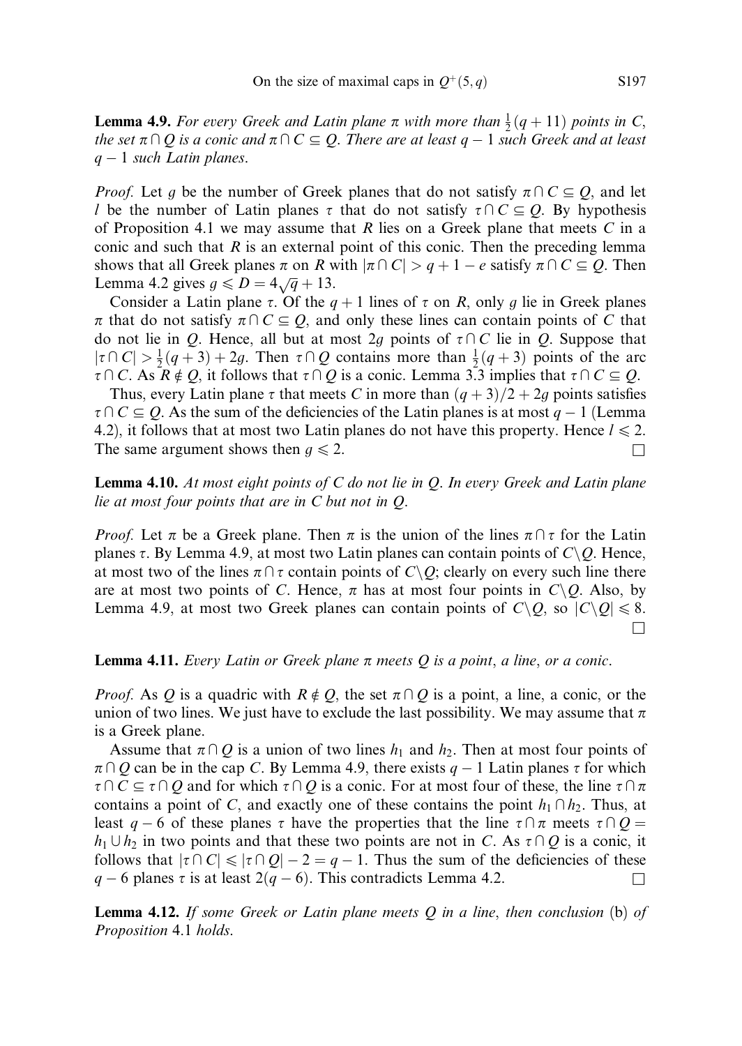**Lemma 4.9.** *For every Greek and Latin plane $\pi$ with more than $\frac{1}{2}(q+11)$ points in $C$, the set $\pi \cap Q$ is a conic and $\pi \cap C \subseteq Q$. There are at least $q-1$ such Greek and at least $q-1$ such Latin planes.*

*Proof.* Let $g$ be the number of Greek planes that do not satisfy $\pi \cap C \subseteq Q$, and let $l$ be the number of Latin planes $\tau$ that do not satisfy $\tau \cap C \subseteq Q$. By hypothesis of Proposition 4.1 we may assume that $R$ lies on a Greek plane that meets $C$ in a conic and such that $R$ is an external point of this conic. Then the preceding lemma shows that all Greek planes $\pi$ on $R$ with $|\pi \cap C| > q+1-e$ satisfy $\pi \cap C \subseteq Q$. Then Lemma 4.2 gives $g \leqslant D = 4\sqrt{q}+13$.

Consider a Latin plane $\tau$. Of the $q+1$ lines of $\tau$ on $R$, only $g$ lie in Greek planes $\pi$ that do not satisfy $\pi \cap C \subseteq Q$, and only these lines can contain points of $C$ that do not lie in $Q$. Hence, all but at most $2g$ points of $\tau \cap C$ lie in $Q$. Suppose that $|\tau \cap C| > \frac{1}{2}(q+3)+2g$. Then $\tau \cap Q$ contains more than $\frac{1}{2}(q+3)$ points of the arc $\tau \cap C$. As $R \notin Q$, it follows that $\tau \cap Q$ is a conic. Lemma 3.3 implies that $\tau \cap C \subseteq Q$.

Thus, every Latin plane $\tau$ that meets $C$ in more than $(q+3)/2+2g$ points satisfies $\tau \cap C \subseteq Q$. As the sum of the deficiencies of the Latin planes is at most $q-1$ (Lemma 4.2), it follows that at most two Latin planes do not have this property. Hence $l \leqslant 2$. The same argument shows then $g \leqslant 2$. $\square$

**Lemma 4.10.** *At most eight points of $C$ do not lie in $Q$. In every Greek and Latin plane lie at most four points that are in $C$ but not in $Q$.*

*Proof.* Let $\pi$ be a Greek plane. Then $\pi$ is the union of the lines $\pi \cap \tau$ for the Latin planes $\tau$. By Lemma 4.9, at most two Latin planes can contain points of $C \backslash Q$. Hence, at most two of the lines $\pi \cap \tau$ contain points of $C \backslash Q$; clearly on every such line there are at most two points of $C$. Hence, $\pi$ has at most four points in $C \backslash Q$. Also, by Lemma 4.9, at most two Greek planes can contain points of $C \backslash Q$, so $|C \backslash Q| \leqslant 8$. $\square$

**Lemma 4.11.** *Every Latin or Greek plane $\pi$ meets $Q$ is a point, a line, or a conic.*

*Proof.* As $Q$ is a quadric with $R \notin Q$, the set $\pi \cap Q$ is a point, a line, a conic, or the union of two lines. We just have to exclude the last possibility. We may assume that $\pi$ is a Greek plane.

Assume that $\pi \cap Q$ is a union of two lines $h_1$ and $h_2$. Then at most four points of $\pi \cap Q$ can be in the cap $C$. By Lemma 4.9, there exists $q-1$ Latin planes $\tau$ for which $\tau \cap C \subseteq \tau \cap Q$ and for which $\tau \cap Q$ is a conic. For at most four of these, the line $\tau \cap \pi$ contains a point of $C$, and exactly one of these contains the point $h_1 \cap h_2$. Thus, at least $q-6$ of these planes $\tau$ have the properties that the line $\tau \cap \pi$ meets $\tau \cap Q = h_1 \cup h_2$ in two points and that these two points are not in $C$. As $\tau \cap Q$ is a conic, it follows that $|\tau \cap C| \leqslant |\tau \cap Q| - 2 = q-1$. Thus the sum of the deficiencies of these $q-6$ planes $\tau$ is at least $2(q-6)$. This contradicts Lemma 4.2. $\square$

**Lemma 4.12.** *If some Greek or Latin plane meets $Q$ in a line, then conclusion* (b) *of Proposition* 4.1 *holds.*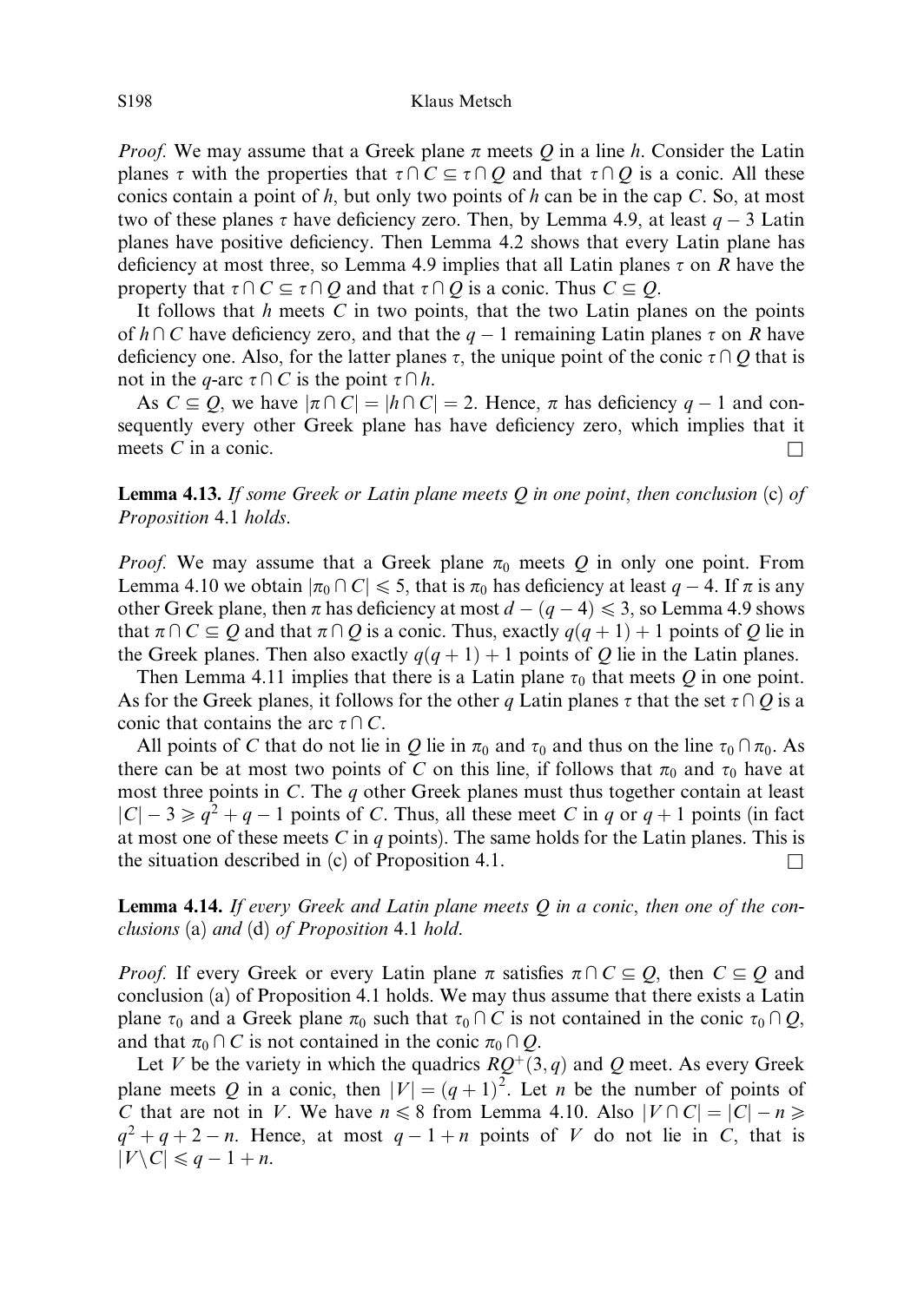*Proof.* We may assume that a Greek plane $\pi$ meets $Q$ in a line $h$. Consider the Latin planes $\tau$ with the properties that $\tau \cap C \subseteq \tau \cap Q$ and that $\tau \cap Q$ is a conic. All these conics contain a point of $h$, but only two points of $h$ can be in the cap $C$. So, at most two of these planes $\tau$ have deficiency zero. Then, by Lemma 4.9, at least $q-3$ Latin planes have positive deficiency. Then Lemma 4.2 shows that every Latin plane has deficiency at most three, so Lemma 4.9 implies that all Latin planes $\tau$ on $R$ have the property that $\tau \cap C \subseteq \tau \cap Q$ and that $\tau \cap Q$ is a conic. Thus $C \subseteq Q$.

It follows that $h$ meets $C$ in two points, that the two Latin planes on the points of $h \cap C$ have deficiency zero, and that the $q-1$ remaining Latin planes $\tau$ on $R$ have deficiency one. Also, for the latter planes $\tau$, the unique point of the conic $\tau \cap Q$ that is not in the $q$-arc $\tau \cap C$ is the point $\tau \cap h$.

As $C \subseteq Q$, we have $|\pi \cap C| = |h \cap C| = 2$. Hence, $\pi$ has deficiency $q-1$ and consequently every other Greek plane has have deficiency zero, which implies that it meets $C$ in a conic. □

**Lemma 4.13.** *If some Greek or Latin plane meets $Q$ in one point, then conclusion* (c) *of Proposition* 4.1 *holds.*

*Proof.* We may assume that a Greek plane $\pi_0$ meets $Q$ in only one point. From Lemma 4.10 we obtain $|\pi_0 \cap C| \leqslant 5$, that is $\pi_0$ has deficiency at least $q-4$. If $\pi$ is any other Greek plane, then $\pi$ has deficiency at most $d-(q-4) \leqslant 3$, so Lemma 4.9 shows that $\pi \cap C \subseteq Q$ and that $\pi \cap Q$ is a conic. Thus, exactly $q(q+1)+1$ points of $Q$ lie in the Greek planes. Then also exactly $q(q+1)+1$ points of $Q$ lie in the Latin planes.

Then Lemma 4.11 implies that there is a Latin plane $\tau_0$ that meets $Q$ in one point. As for the Greek planes, it follows for the other $q$ Latin planes $\tau$ that the set $\tau \cap Q$ is a conic that contains the arc $\tau \cap C$.

All points of $C$ that do not lie in $Q$ lie in $\pi_0$ and $\tau_0$ and thus on the line $\tau_0 \cap \pi_0$. As there can be at most two points of $C$ on this line, if follows that $\pi_0$ and $\tau_0$ have at most three points in $C$. The $q$ other Greek planes must thus together contain at least $|C| - 3 \geqslant q^2 + q - 1$ points of $C$. Thus, all these meet $C$ in $q$ or $q+1$ points (in fact at most one of these meets $C$ in $q$ points). The same holds for the Latin planes. This is the situation described in (c) of Proposition 4.1. □

**Lemma 4.14.** *If every Greek and Latin plane meets $Q$ in a conic, then one of the conclusions* (a) *and* (d) *of Proposition* 4.1 *hold.*

*Proof.* If every Greek or every Latin plane $\pi$ satisfies $\pi \cap C \subseteq Q$, then $C \subseteq Q$ and conclusion (a) of Proposition 4.1 holds. We may thus assume that there exists a Latin plane $\tau_0$ and a Greek plane $\pi_0$ such that $\tau_0 \cap C$ is not contained in the conic $\tau_0 \cap Q$, and that $\pi_0 \cap C$ is not contained in the conic $\pi_0 \cap Q$.

Let $V$ be the variety in which the quadrics $RQ^+(3,q)$ and $Q$ meet. As every Greek plane meets $Q$ in a conic, then $|V| = (q+1)^2$. Let $n$ be the number of points of $C$ that are not in $V$. We have $n \leqslant 8$ from Lemma 4.10. Also $|V \cap C| = |C| - n \geqslant q^2 + q + 2 - n$. Hence, at most $q - 1 + n$ points of $V$ do not lie in $C$, that is $|V \backslash C| \leqslant q - 1 + n$.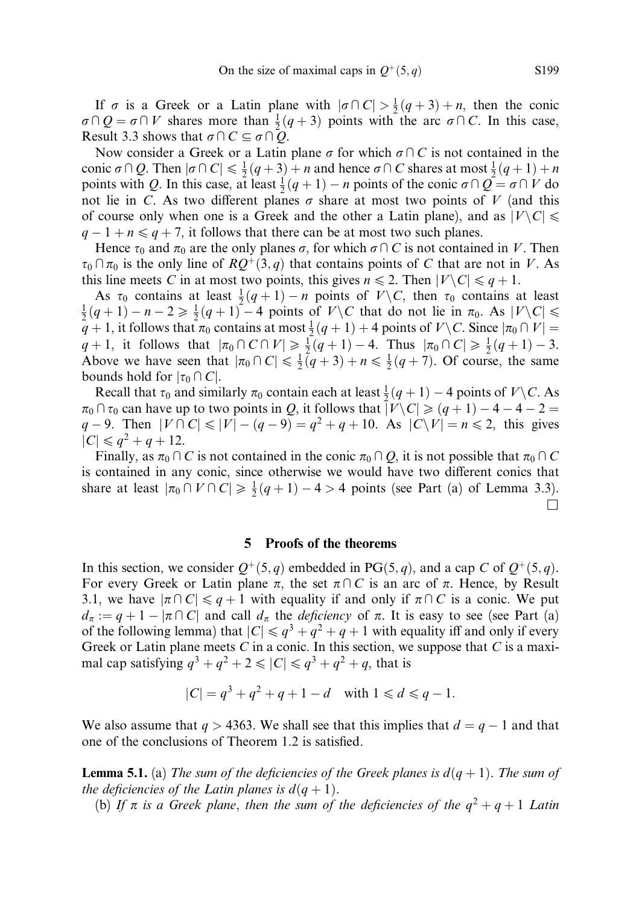If $\sigma$ is a Greek or a Latin plane with $|\sigma \cap C| > \frac{1}{2}(q+3) + n$, then the conic $\sigma \cap Q = \sigma \cap V$ shares more than $\frac{1}{2}(q+3)$ points with the arc $\sigma \cap C$. In this case, Result 3.3 shows that $\sigma \cap C \subseteq \sigma \cap Q$.

Now consider a Greek or a Latin plane $\sigma$ for which $\sigma \cap C$ is not contained in the conic $\sigma \cap Q$. Then $|\sigma \cap C| \leqslant \frac{1}{2}(q+3) + n$ and hence $\sigma \cap C$ shares at most $\frac{1}{2}(q+1) + n$ points with $Q$. In this case, at least $\frac{1}{2}(q+1) - n$ points of the conic $\sigma \cap Q = \sigma \cap V$ do not lie in $C$. As two different planes $\sigma$ share at most two points of $V$ (and this of course only when one is a Greek and the other a Latin plane), and as $|V \backslash C| \leqslant q - 1 + n \leqslant q + 7$, it follows that there can be at most two such planes.

Hence $\tau_0$ and $\pi_0$ are the only planes $\sigma$, for which $\sigma \cap C$ is not contained in $V$. Then $\tau_0 \cap \pi_0$ is the only line of $RQ^+(3, q)$ that contains points of $C$ that are not in $V$. As this line meets $C$ in at most two points, this gives $n \leqslant 2$. Then $|V \backslash C| \leqslant q + 1$.

As $\tau_0$ contains at least $\frac{1}{2}(q+1) - n$ points of $V \backslash C$, then $\tau_0$ contains at least $\frac{1}{2}(q+1) - n - 2 \geqslant \frac{1}{2}(q+1) - 4$ points of $V \backslash C$ that do not lie in $\pi_0$. As $|V \backslash C| \leqslant q + 1$, it follows that $\pi_0$ contains at most $\frac{1}{2}(q+1) + 4$ points of $V \backslash C$. Since $|\pi_0 \cap V| = q + 1$, it follows that $|\pi_0 \cap C \cap V| \geqslant \frac{1}{2}(q+1) - 4$. Thus $|\pi_0 \cap C| \geqslant \frac{1}{2}(q+1) - 3$. Above we have seen that $|\pi_0 \cap C| \leqslant \frac{1}{2}(q+3) + n \leqslant \frac{1}{2}(q+7)$. Of course, the same bounds hold for $|\tau_0 \cap C|$.

Recall that $\tau_0$ and similarly $\pi_0$ contain each at least $\frac{1}{2}(q+1) - 4$ points of $V \backslash C$. As $\pi_0 \cap \tau_0$ can have up to two points in $Q$, it follows that $|V \backslash C| \geqslant (q+1) - 4 - 4 - 2 = q - 9$. Then $|V \cap C| \leqslant |V| - (q - 9) = q^2 + q + 10$. As $|C \backslash V| = n \leqslant 2$, this gives $|C| \leqslant q^2 + q + 12$.

Finally, as $\pi_0 \cap C$ is not contained in the conic $\pi_0 \cap Q$, it is not possible that $\pi_0 \cap C$ is contained in any conic, since otherwise we would have two different conics that share at least $|\pi_0 \cap V \cap C| \geqslant \frac{1}{2}(q+1) - 4 > 4$ points (see Part (a) of Lemma 3.3). $\square$

## 5 Proofs of the theorems

In this section, we consider $Q^+(5, q)$ embedded in $\mathrm{PG}(5, q)$, and a cap $C$ of $Q^+(5, q)$. For every Greek or Latin plane $\pi$, the set $\pi \cap C$ is an arc of $\pi$. Hence, by Result 3.1, we have $|\pi \cap C| \leqslant q + 1$ with equality if and only if $\pi \cap C$ is a conic. We put $d_\pi := q + 1 - |\pi \cap C|$ and call $d_\pi$ the *deficiency* of $\pi$. It is easy to see (see Part (a) of the following lemma) that $|C| \leqslant q^3 + q^2 + q + 1$ with equality iff and only if every Greek or Latin plane meets $C$ in a conic. In this section, we suppose that $C$ is a maximal cap satisfying $q^3 + q^2 + 2 \leqslant |C| \leqslant q^3 + q^2 + q$, that is

$$|C| = q^3 + q^2 + q + 1 - d \quad \text{with } 1 \leqslant d \leqslant q - 1.$$

We also assume that $q > 4363$. We shall see that this implies that $d = q - 1$ and that one of the conclusions of Theorem 1.2 is satisfied.

**Lemma 5.1.** (a) *The sum of the deficiencies of the Greek planes is* $d(q+1)$. *The sum of the deficiencies of the Latin planes is* $d(q+1)$.

(b) *If* $\pi$ *is a Greek plane, then the sum of the deficiencies of the* $q^2 + q + 1$ *Latin*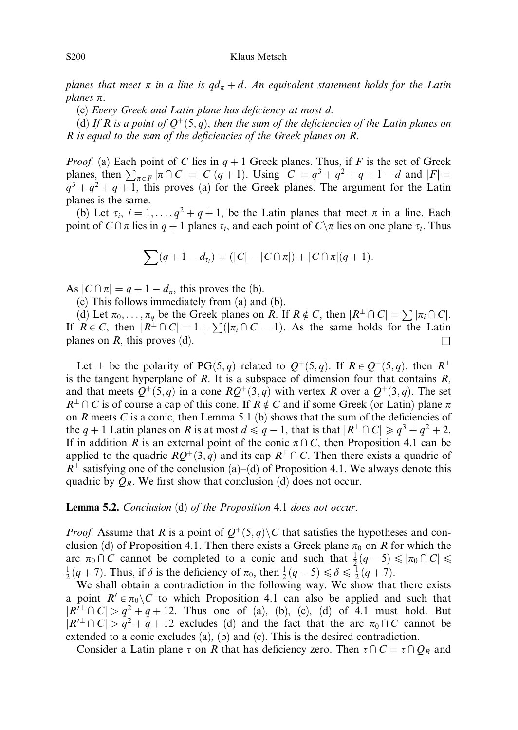*planes that meet $\pi$ in a line is $qd_\pi + d$. An equivalent statement holds for the Latin planes $\pi$.*

(c) *Every Greek and Latin plane has deficiency at most $d$.*

(d) *If $R$ is a point of $Q^+(5,q)$, then the sum of the deficiencies of the Latin planes on $R$ is equal to the sum of the deficiencies of the Greek planes on $R$.*

*Proof.* (a) Each point of $C$ lies in $q+1$ Greek planes. Thus, if $F$ is the set of Greek planes, then $\sum_{\pi \in F} |\pi \cap C| = |C|(q+1)$. Using $|C| = q^3 + q^2 + q + 1 - d$ and $|F| = q^3 + q^2 + q + 1$, this proves (a) for the Greek planes. The argument for the Latin planes is the same.

(b) Let $\tau_i$, $i = 1, \ldots, q^2 + q + 1$, be the Latin planes that meet $\pi$ in a line. Each point of $C \cap \pi$ lies in $q+1$ planes $\tau_i$, and each point of $C \backslash \pi$ lies on one plane $\tau_i$. Thus

$$\sum (q + 1 - d_{\tau_i}) = (|C| - |C \cap \pi|) + |C \cap \pi|(q+1).$$

As $|C \cap \pi| = q + 1 - d_\pi$, this proves the (b).

(c) This follows immediately from (a) and (b).

(d) Let $\pi_0, \ldots, \pi_q$ be the Greek planes on $R$. If $R \notin C$, then $|R^\perp \cap C| = \sum |\pi_i \cap C|$. If $R \in C$, then $|R^\perp \cap C| = 1 + \sum (|\pi_i \cap C| - 1)$. As the same holds for the Latin planes on $R$, this proves (d). $\square$

Let $\perp$ be the polarity of $\mathrm{PG}(5,q)$ related to $Q^+(5,q)$. If $R \in Q^+(5,q)$, then $R^\perp$ is the tangent hyperplane of $R$. It is a subspace of dimension four that contains $R$, and that meets $Q^+(5,q)$ in a cone $RQ^+(3,q)$ with vertex $R$ over a $Q^+(3,q)$. The set $R^\perp \cap C$ is of course a cap of this cone. If $R \notin C$ and if some Greek (or Latin) plane $\pi$ on $R$ meets $C$ is a conic, then Lemma 5.1 (b) shows that the sum of the deficiencies of the $q+1$ Latin planes on $R$ is at most $d \leqslant q - 1$, that is that $|R^\perp \cap C| \geqslant q^3 + q^2 + 2$. If in addition $R$ is an external point of the conic $\pi \cap C$, then Proposition 4.1 can be applied to the quadric $RQ^+(3,q)$ and its cap $R^\perp \cap C$. Then there exists a quadric of $R^\perp$ satisfying one of the conclusion (a)–(d) of Proposition 4.1. We always denote this quadric by $Q_R$. We first show that conclusion (d) does not occur.

**Lemma 5.2.** *Conclusion* (d) *of the Proposition* 4.1 *does not occur.*

*Proof.* Assume that $R$ is a point of $Q^+(5,q) \backslash C$ that satisfies the hypotheses and conclusion (d) of Proposition 4.1. Then there exists a Greek plane $\pi_0$ on $R$ for which the arc $\pi_0 \cap C$ cannot be completed to a conic and such that $\frac{1}{2}(q-5) \leqslant |\pi_0 \cap C| \leqslant \frac{1}{2}(q+7)$. Thus, if $\delta$ is the deficiency of $\pi_0$, then $\frac{1}{2}(q-5) \leqslant \delta \leqslant \frac{1}{2}(q+7)$.

We shall obtain a contradiction in the following way. We show that there exists a point $R' \in \pi_0 \backslash C$ to which Proposition 4.1 can also be applied and such that $|R'^\perp \cap C| > q^2 + q + 12$. Thus one of (a), (b), (c), (d) of 4.1 must hold. But $|R'^\perp \cap C| > q^2 + q + 12$ excludes (d) and the fact that the arc $\pi_0 \cap C$ cannot be extended to a conic excludes (a), (b) and (c). This is the desired contradiction.

Consider a Latin plane $\tau$ on $R$ that has deficiency zero. Then $\tau \cap C = \tau \cap Q_R$ and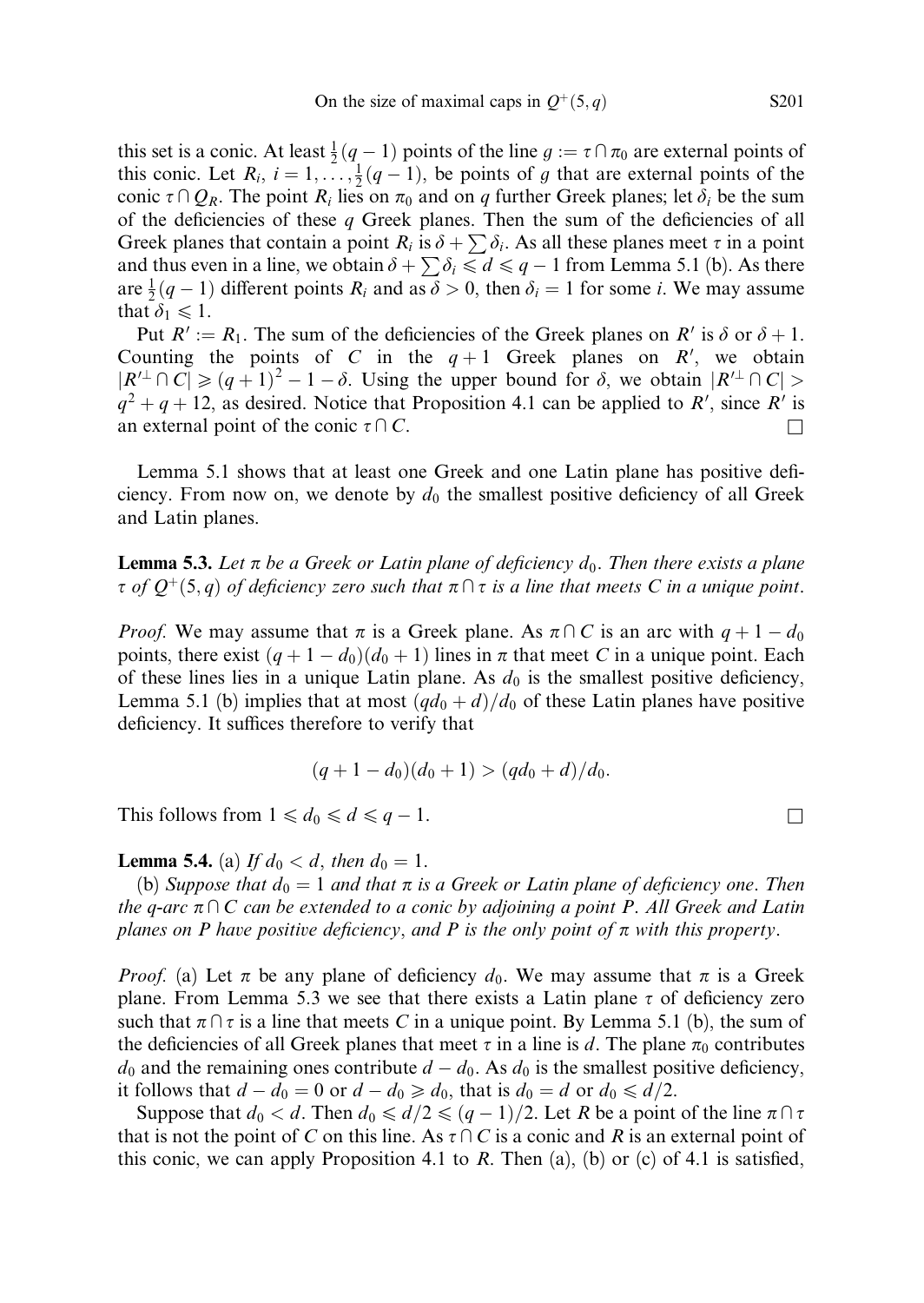this set is a conic. At least $\frac{1}{2}(q-1)$ points of the line $g := \tau \cap \pi_0$ are external points of this conic. Let $R_i$, $i = 1, \dots, \frac{1}{2}(q-1)$, be points of $g$ that are external points of the conic $\tau \cap Q_R$. The point $R_i$ lies on $\pi_0$ and on $q$ further Greek planes; let $\delta_i$ be the sum of the deficiencies of these $q$ Greek planes. Then the sum of the deficiencies of all Greek planes that contain a point $R_i$ is $\delta + \sum \delta_i$. As all these planes meet $\tau$ in a point and thus even in a line, we obtain $\delta + \sum \delta_i \leqslant d \leqslant q-1$ from Lemma 5.1 (b). As there are $\frac{1}{2}(q-1)$ different points $R_i$ and as $\delta > 0$, then $\delta_i = 1$ for some $i$. We may assume that $\delta_1 \leqslant 1$.

Put $R' := R_1$. The sum of the deficiencies of the Greek planes on $R'$ is $\delta$ or $\delta + 1$. Counting the points of $C$ in the $q+1$ Greek planes on $R'$, we obtain $|R'^{\perp} \cap C| \geqslant (q+1)^2 - 1 - \delta$. Using the upper bound for $\delta$, we obtain $|R'^{\perp} \cap C| > q^2 + q + 12$, as desired. Notice that Proposition 4.1 can be applied to $R'$, since $R'$ is an external point of the conic $\tau \cap C$. $\square$

Lemma 5.1 shows that at least one Greek and one Latin plane has positive deficiency. From now on, we denote by $d_0$ the smallest positive deficiency of all Greek and Latin planes.

**Lemma 5.3.** *Let $\pi$ be a Greek or Latin plane of deficiency $d_0$. Then there exists a plane $\tau$ of $Q^+(5,q)$ of deficiency zero such that $\pi \cap \tau$ is a line that meets $C$ in a unique point.*

*Proof.* We may assume that $\pi$ is a Greek plane. As $\pi \cap C$ is an arc with $q+1-d_0$ points, there exist $(q+1-d_0)(d_0+1)$ lines in $\pi$ that meet $C$ in a unique point. Each of these lines lies in a unique Latin plane. As $d_0$ is the smallest positive deficiency, Lemma 5.1 (b) implies that at most $(qd_0+d)/d_0$ of these Latin planes have positive deficiency. It suffices therefore to verify that

$$(q+1-d_0)(d_0+1) > (qd_0+d)/d_0.$$

This follows from $1 \leqslant d_0 \leqslant d \leqslant q-1$. $\square$

**Lemma 5.4.** (a) *If $d_0 < d$, then $d_0 = 1$.*

(b) *Suppose that $d_0 = 1$ and that $\pi$ is a Greek or Latin plane of deficiency one. Then the $q$-arc $\pi \cap C$ can be extended to a conic by adjoining a point $P$. All Greek and Latin planes on $P$ have positive deficiency, and $P$ is the only point of $\pi$ with this property.*

*Proof.* (a) Let $\pi$ be any plane of deficiency $d_0$. We may assume that $\pi$ is a Greek plane. From Lemma 5.3 we see that there exists a Latin plane $\tau$ of deficiency zero such that $\pi \cap \tau$ is a line that meets $C$ in a unique point. By Lemma 5.1 (b), the sum of the deficiencies of all Greek planes that meet $\tau$ in a line is $d$. The plane $\pi_0$ contributes $d_0$ and the remaining ones contribute $d - d_0$. As $d_0$ is the smallest positive deficiency, it follows that $d - d_0 = 0$ or $d - d_0 \geqslant d_0$, that is $d_0 = d$ or $d_0 \leqslant d/2$.

Suppose that $d_0 < d$. Then $d_0 \leqslant d/2 \leqslant (q-1)/2$. Let $R$ be a point of the line $\pi \cap \tau$ that is not the point of $C$ on this line. As $\tau \cap C$ is a conic and $R$ is an external point of this conic, we can apply Proposition 4.1 to $R$. Then (a), (b) or (c) of 4.1 is satisfied,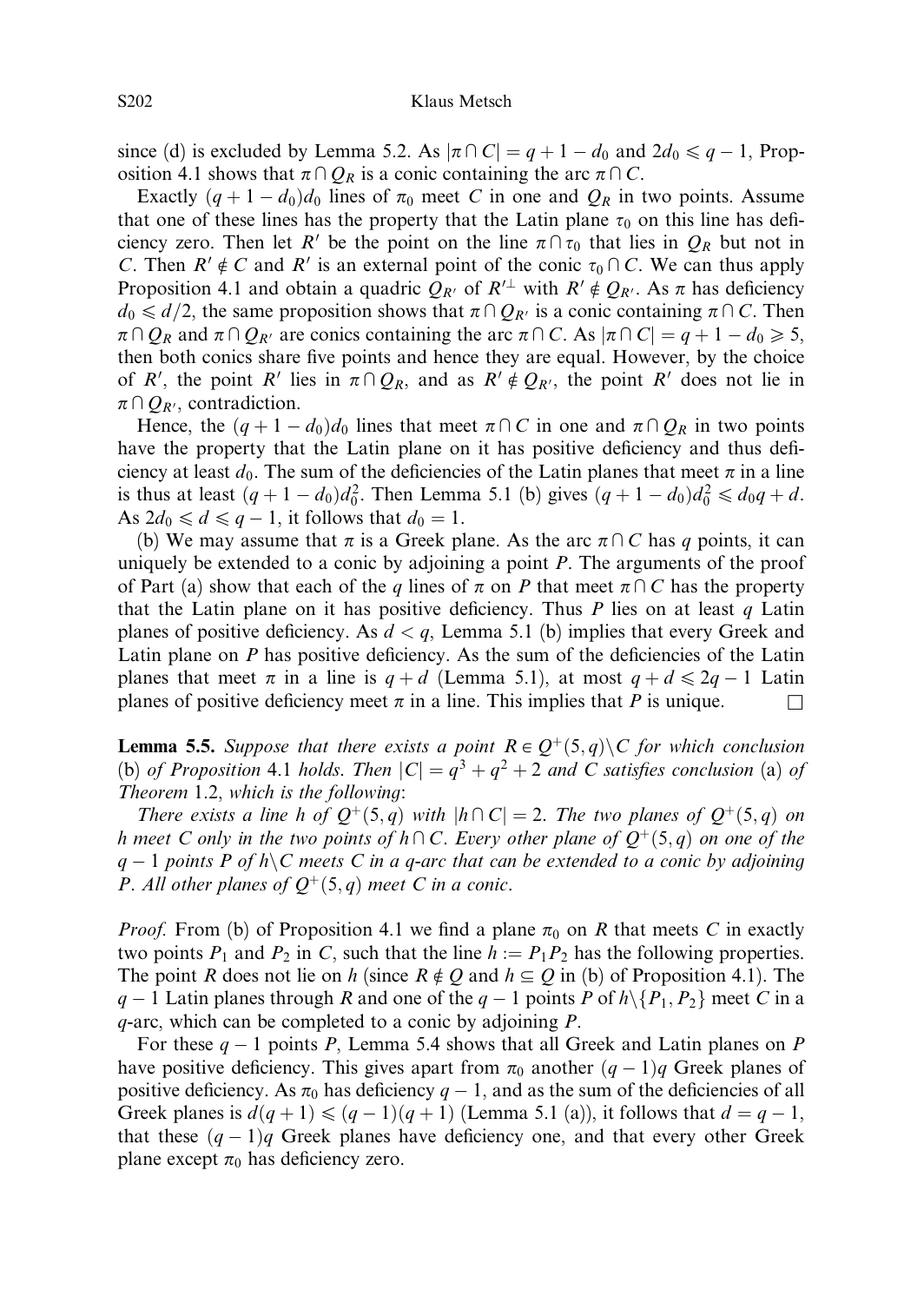since (d) is excluded by Lemma 5.2. As $|\pi \cap C| = q + 1 - d_0$ and $2d_0 \leqslant q - 1$, Proposition 4.1 shows that $\pi \cap Q_R$ is a conic containing the arc $\pi \cap C$.

Exactly $(q + 1 - d_0)d_0$ lines of $\pi_0$ meet $C$ in one and $Q_R$ in two points. Assume that one of these lines has the property that the Latin plane $\tau_0$ on this line has deficiency zero. Then let $R'$ be the point on the line $\pi \cap \tau_0$ that lies in $Q_R$ but not in $C$. Then $R' \notin C$ and $R'$ is an external point of the conic $\tau_0 \cap C$. We can thus apply Proposition 4.1 and obtain a quadric $Q_{R'}$ of $R'^{\perp}$ with $R' \notin Q_{R'}$. As $\pi$ has deficiency $d_0 \leqslant d/2$, the same proposition shows that $\pi \cap Q_{R'}$ is a conic containing $\pi \cap C$. Then $\pi \cap Q_R$ and $\pi \cap Q_{R'}$ are conics containing the arc $\pi \cap C$. As $|\pi \cap C| = q + 1 - d_0 \geqslant 5$, then both conics share five points and hence they are equal. However, by the choice of $R'$, the point $R'$ lies in $\pi \cap Q_R$, and as $R' \notin Q_{R'}$, the point $R'$ does not lie in $\pi \cap Q_{R'}$, contradiction.

Hence, the $(q + 1 - d_0)d_0$ lines that meet $\pi \cap C$ in one and $\pi \cap Q_R$ in two points have the property that the Latin plane on it has positive deficiency and thus deficiency at least $d_0$. The sum of the deficiencies of the Latin planes that meet $\pi$ in a line is thus at least $(q + 1 - d_0)d_0^2$. Then Lemma 5.1 (b) gives $(q + 1 - d_0)d_0^2 \leqslant d_0 q + d$. As $2d_0 \leqslant d \leqslant q - 1$, it follows that $d_0 = 1$.

(b) We may assume that $\pi$ is a Greek plane. As the arc $\pi \cap C$ has $q$ points, it can uniquely be extended to a conic by adjoining a point $P$. The arguments of the proof of Part (a) show that each of the $q$ lines of $\pi$ on $P$ that meet $\pi \cap C$ has the property that the Latin plane on it has positive deficiency. Thus $P$ lies on at least $q$ Latin planes of positive deficiency. As $d < q$, Lemma 5.1 (b) implies that every Greek and Latin plane on $P$ has positive deficiency. As the sum of the deficiencies of the Latin planes that meet $\pi$ in a line is $q + d$ (Lemma 5.1), at most $q + d \leqslant 2q - 1$ Latin planes of positive deficiency meet $\pi$ in a line. This implies that $P$ is unique. $\square$

**Lemma 5.5.** *Suppose that there exists a point $R \in Q^+(5, q) \backslash C$ for which conclusion* (b) *of Proposition* 4.1 *holds. Then $|C| = q^3 + q^2 + 2$ and $C$ satisfies conclusion* (a) *of Theorem* 1.2, *which is the following*:

*There exists a line $h$ of $Q^+(5, q)$ with $|h \cap C| = 2$. The two planes of $Q^+(5, q)$ on $h$ meet $C$ only in the two points of $h \cap C$. Every other plane of $Q^+(5, q)$ on one of the $q - 1$ points $P$ of $h \backslash C$ meets $C$ in a $q$-arc that can be extended to a conic by adjoining $P$. All other planes of $Q^+(5, q)$ meet $C$ in a conic.*

*Proof.* From (b) of Proposition 4.1 we find a plane $\pi_0$ on $R$ that meets $C$ in exactly two points $P_1$ and $P_2$ in $C$, such that the line $h := P_1P_2$ has the following properties. The point $R$ does not lie on $h$ (since $R \notin Q$ and $h \subseteq Q$ in (b) of Proposition 4.1). The $q - 1$ Latin planes through $R$ and one of the $q - 1$ points $P$ of $h \backslash \{P_1, P_2\}$ meet $C$ in a $q$-arc, which can be completed to a conic by adjoining $P$.

For these $q - 1$ points $P$, Lemma 5.4 shows that all Greek and Latin planes on $P$ have positive deficiency. This gives apart from $\pi_0$ another $(q - 1)q$ Greek planes of positive deficiency. As $\pi_0$ has deficiency $q - 1$, and as the sum of the deficiencies of all Greek planes is $d(q + 1) \leqslant (q - 1)(q + 1)$ (Lemma 5.1 (a)), it follows that $d = q - 1$, that these $(q - 1)q$ Greek planes have deficiency one, and that every other Greek plane except $\pi_0$ has deficiency zero.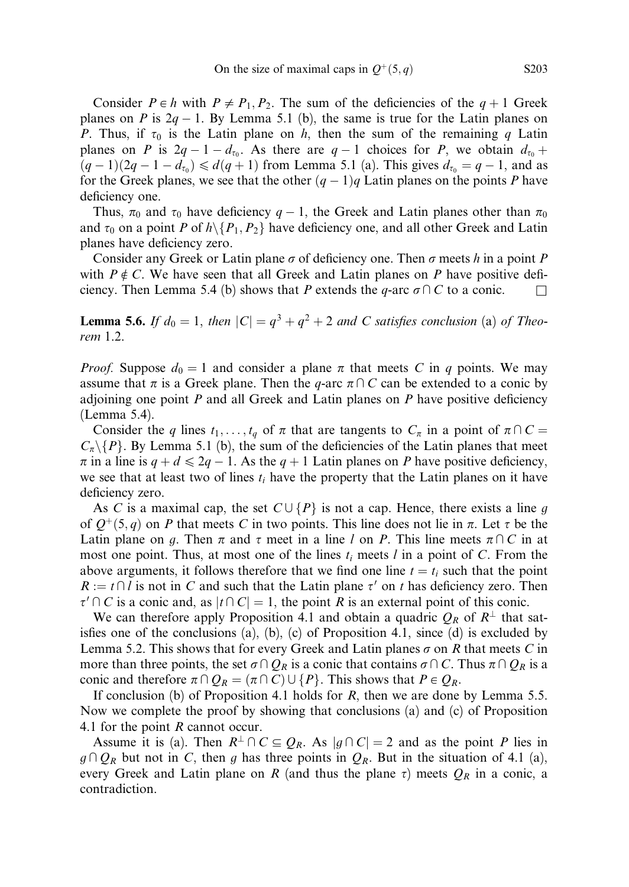Consider $P \in h$ with $P \neq P_1, P_2$. The sum of the deficiencies of the $q+1$ Greek planes on $P$ is $2q-1$. By Lemma 5.1 (b), the same is true for the Latin planes on $P$. Thus, if $\tau_0$ is the Latin plane on $h$, then the sum of the remaining $q$ Latin planes on $P$ is $2q-1-d_{\tau_0}$. As there are $q-1$ choices for $P$, we obtain $d_{\tau_0} + (q-1)(2q-1-d_{\tau_0}) \leqslant d(q+1)$ from Lemma 5.1 (a). This gives $d_{\tau_0} = q-1$, and as for the Greek planes, we see that the other $(q-1)q$ Latin planes on the points $P$ have deficiency one.

Thus, $\pi_0$ and $\tau_0$ have deficiency $q-1$, the Greek and Latin planes other than $\pi_0$ and $\tau_0$ on a point $P$ of $h \backslash \{P_1, P_2\}$ have deficiency one, and all other Greek and Latin planes have deficiency zero.

Consider any Greek or Latin plane $\sigma$ of deficiency one. Then $\sigma$ meets $h$ in a point $P$ with $P \notin C$. We have seen that all Greek and Latin planes on $P$ have positive deficiency. Then Lemma 5.4 (b) shows that $P$ extends the $q$-arc $\sigma \cap C$ to a conic. $\square$

**Lemma 5.6.** *If $d_0 = 1$, then $|C| = q^3 + q^2 + 2$ and $C$ satisfies conclusion* (a) *of Theorem* 1.2.

*Proof.* Suppose $d_0 = 1$ and consider a plane $\pi$ that meets $C$ in $q$ points. We may assume that $\pi$ is a Greek plane. Then the $q$-arc $\pi \cap C$ can be extended to a conic by adjoining one point $P$ and all Greek and Latin planes on $P$ have positive deficiency (Lemma 5.4).

Consider the $q$ lines $t_1, \ldots, t_q$ of $\pi$ that are tangents to $C_\pi$ in a point of $\pi \cap C = C_\pi \backslash \{P\}$. By Lemma 5.1 (b), the sum of the deficiencies of the Latin planes that meet $\pi$ in a line is $q + d \leqslant 2q - 1$. As the $q+1$ Latin planes on $P$ have positive deficiency, we see that at least two of lines $t_i$ have the property that the Latin planes on it have deficiency zero.

As $C$ is a maximal cap, the set $C \cup \{P\}$ is not a cap. Hence, there exists a line $g$ of $Q^+(5,q)$ on $P$ that meets $C$ in two points. This line does not lie in $\pi$. Let $\tau$ be the Latin plane on $g$. Then $\pi$ and $\tau$ meet in a line $l$ on $P$. This line meets $\pi \cap C$ in at most one point. Thus, at most one of the lines $t_i$ meets $l$ in a point of $C$. From the above arguments, it follows therefore that we find one line $t = t_i$ such that the point $R := t \cap l$ is not in $C$ and such that the Latin plane $\tau'$ on $t$ has deficiency zero. Then $\tau' \cap C$ is a conic and, as $|t \cap C| = 1$, the point $R$ is an external point of this conic.

We can therefore apply Proposition 4.1 and obtain a quadric $Q_R$ of $R^\perp$ that satisfies one of the conclusions (a), (b), (c) of Proposition 4.1, since (d) is excluded by Lemma 5.2. This shows that for every Greek and Latin planes $\sigma$ on $R$ that meets $C$ in more than three points, the set $\sigma \cap Q_R$ is a conic that contains $\sigma \cap C$. Thus $\pi \cap Q_R$ is a conic and therefore $\pi \cap Q_R = (\pi \cap C) \cup \{P\}$. This shows that $P \in Q_R$.

If conclusion (b) of Proposition 4.1 holds for $R$, then we are done by Lemma 5.5. Now we complete the proof by showing that conclusions (a) and (c) of Proposition 4.1 for the point $R$ cannot occur.

Assume it is (a). Then $R^\perp \cap C \subseteq Q_R$. As $|g \cap C| = 2$ and as the point $P$ lies in $g \cap Q_R$ but not in $C$, then $g$ has three points in $Q_R$. But in the situation of 4.1 (a), every Greek and Latin plane on $R$ (and thus the plane $\tau$) meets $Q_R$ in a conic, a contradiction.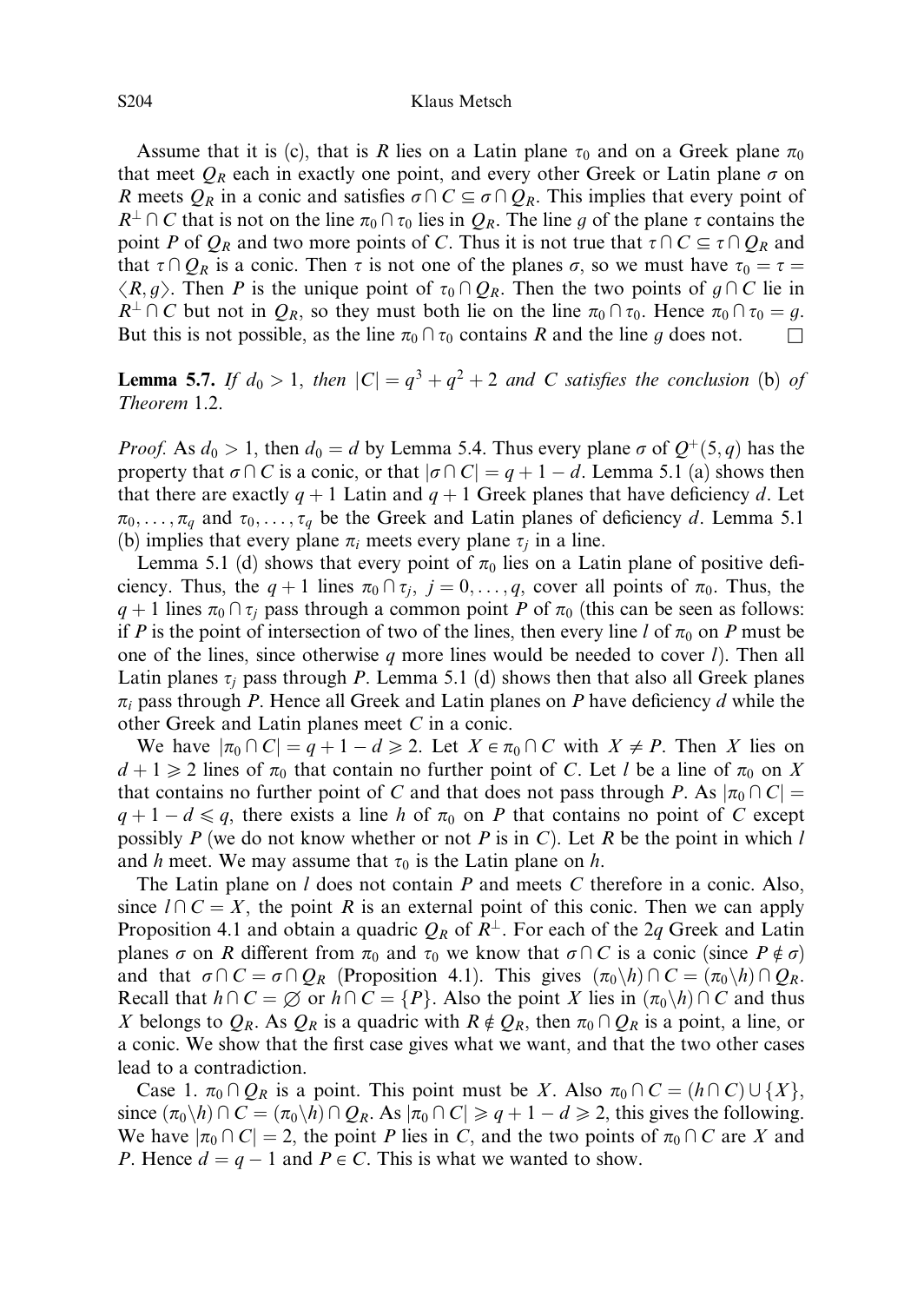Assume that it is (c), that is $R$ lies on a Latin plane $\tau_0$ and on a Greek plane $\pi_0$ that meet $Q_R$ each in exactly one point, and every other Greek or Latin plane $\sigma$ on $R$ meets $Q_R$ in a conic and satisfies $\sigma \cap C \subseteq \sigma \cap Q_R$. This implies that every point of $R^\perp \cap C$ that is not on the line $\pi_0 \cap \tau_0$ lies in $Q_R$. The line $g$ of the plane $\tau$ contains the point $P$ of $Q_R$ and two more points of $C$. Thus it is not true that $\tau \cap C \subseteq \tau \cap Q_R$ and that $\tau \cap Q_R$ is a conic. Then $\tau$ is not one of the planes $\sigma$, so we must have $\tau_0 = \tau = \langle R, g \rangle$. Then $P$ is the unique point of $\tau_0 \cap Q_R$. Then the two points of $g \cap C$ lie in $R^\perp \cap C$ but not in $Q_R$, so they must both lie on the line $\pi_0 \cap \tau_0$. Hence $\pi_0 \cap \tau_0 = g$. But this is not possible, as the line $\pi_0 \cap \tau_0$ contains $R$ and the line $g$ does not. □

**Lemma 5.7.** *If $d_0 > 1$, then $|C| = q^3 + q^2 + 2$ and $C$ satisfies the conclusion* (b) *of Theorem* 1.2.

*Proof.* As $d_0 > 1$, then $d_0 = d$ by Lemma 5.4. Thus every plane $\sigma$ of $Q^+(5, q)$ has the property that $\sigma \cap C$ is a conic, or that $|\sigma \cap C| = q + 1 - d$. Lemma 5.1 (a) shows then that there are exactly $q + 1$ Latin and $q + 1$ Greek planes that have deficiency $d$. Let $\pi_0, \dots, \pi_q$ and $\tau_0, \dots, \tau_q$ be the Greek and Latin planes of deficiency $d$. Lemma 5.1 (b) implies that every plane $\pi_i$ meets every plane $\tau_j$ in a line.

Lemma 5.1 (d) shows that every point of $\pi_0$ lies on a Latin plane of positive deficiency. Thus, the $q + 1$ lines $\pi_0 \cap \tau_j$, $j = 0, \dots, q$, cover all points of $\pi_0$. Thus, the $q + 1$ lines $\pi_0 \cap \tau_j$ pass through a common point $P$ of $\pi_0$ (this can be seen as follows: if $P$ is the point of intersection of two of the lines, then every line $l$ of $\pi_0$ on $P$ must be one of the lines, since otherwise $q$ more lines would be needed to cover $l$). Then all Latin planes $\tau_j$ pass through $P$. Lemma 5.1 (d) shows then that also all Greek planes $\pi_i$ pass through $P$. Hence all Greek and Latin planes on $P$ have deficiency $d$ while the other Greek and Latin planes meet $C$ in a conic.

We have $|\pi_0 \cap C| = q + 1 - d \geqslant 2$. Let $X \in \pi_0 \cap C$ with $X \neq P$. Then $X$ lies on $d + 1 \geqslant 2$ lines of $\pi_0$ that contain no further point of $C$. Let $l$ be a line of $\pi_0$ on $X$ that contains no further point of $C$ and that does not pass through $P$. As $|\pi_0 \cap C| = q + 1 - d \leqslant q$, there exists a line $h$ of $\pi_0$ on $P$ that contains no point of $C$ except possibly $P$ (we do not know whether or not $P$ is in $C$). Let $R$ be the point in which $l$ and $h$ meet. We may assume that $\tau_0$ is the Latin plane on $h$.

The Latin plane on $l$ does not contain $P$ and meets $C$ therefore in a conic. Also, since $l \cap C = X$, the point $R$ is an external point of this conic. Then we can apply Proposition 4.1 and obtain a quadric $Q_R$ of $R^\perp$. For each of the $2q$ Greek and Latin planes $\sigma$ on $R$ different from $\pi_0$ and $\tau_0$ we know that $\sigma \cap C$ is a conic (since $P \notin \sigma$) and that $\sigma \cap C = \sigma \cap Q_R$ (Proposition 4.1). This gives $(\pi_0 \backslash h) \cap C = (\pi_0 \backslash h) \cap Q_R$. Recall that $h \cap C = \varnothing$ or $h \cap C = \{P\}$. Also the point $X$ lies in $(\pi_0 \backslash h) \cap C$ and thus $X$ belongs to $Q_R$. As $Q_R$ is a quadric with $R \notin Q_R$, then $\pi_0 \cap Q_R$ is a point, a line, or a conic. We show that the first case gives what we want, and that the two other cases lead to a contradiction.

Case 1. $\pi_0 \cap Q_R$ is a point. This point must be $X$. Also $\pi_0 \cap C = (h \cap C) \cup \{X\}$, since $(\pi_0 \backslash h) \cap C = (\pi_0 \backslash h) \cap Q_R$. As $|\pi_0 \cap C| \geqslant q + 1 - d \geqslant 2$, this gives the following. We have $|\pi_0 \cap C| = 2$, the point $P$ lies in $C$, and the two points of $\pi_0 \cap C$ are $X$ and $P$. Hence $d = q - 1$ and $P \in C$. This is what we wanted to show.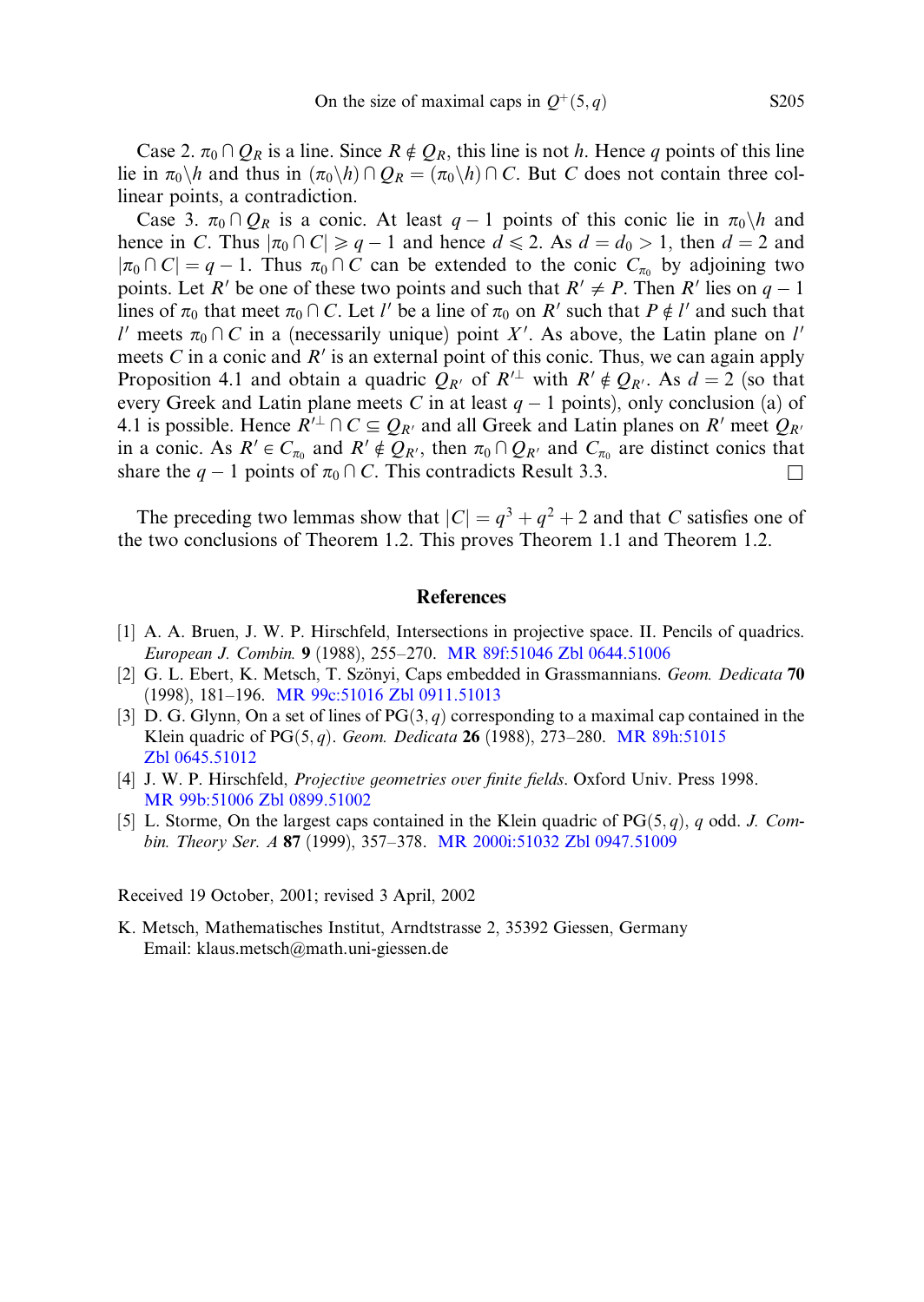Case 2. $\pi_0 \cap Q_R$ is a line. Since $R \notin Q_R$, this line is not $h$. Hence $q$ points of this line lie in $\pi_0 \backslash h$ and thus in $(\pi_0 \backslash h) \cap Q_R = (\pi_0 \backslash h) \cap C$. But $C$ does not contain three collinear points, a contradiction.

Case 3. $\pi_0 \cap Q_R$ is a conic. At least $q - 1$ points of this conic lie in $\pi_0 \backslash h$ and hence in $C$. Thus $|\pi_0 \cap C| \geqslant q - 1$ and hence $d \leqslant 2$. As $d = d_0 > 1$, then $d = 2$ and $|\pi_0 \cap C| = q - 1$. Thus $\pi_0 \cap C$ can be extended to the conic $C_{\pi_0}$ by adjoining two points. Let $R'$ be one of these two points and such that $R' \neq P$. Then $R'$ lies on $q - 1$ lines of $\pi_0$ that meet $\pi_0 \cap C$. Let $l'$ be a line of $\pi_0$ on $R'$ such that $P \notin l'$ and such that $l'$ meets $\pi_0 \cap C$ in a (necessarily unique) point $X'$. As above, the Latin plane on $l'$ meets $C$ in a conic and $R'$ is an external point of this conic. Thus, we can again apply Proposition 4.1 and obtain a quadric $Q_{R'}$ of $R'^{\perp}$ with $R' \notin Q_{R'}$. As $d = 2$ (so that every Greek and Latin plane meets $C$ in at least $q - 1$ points), only conclusion (a) of 4.1 is possible. Hence $R'^{\perp} \cap C \subseteq Q_{R'}$ and all Greek and Latin planes on $R'$ meet $Q_{R'}$ in a conic. As $R' \in C_{\pi_0}$ and $R' \notin Q_{R'}$, then $\pi_0 \cap Q_{R'}$ and $C_{\pi_0}$ are distinct conics that share the $q - 1$ points of $\pi_0 \cap C$. This contradicts Result 3.3. □

The preceding two lemmas show that $|C| = q^3 + q^2 + 2$ and that $C$ satisfies one of the two conclusions of Theorem 1.2. This proves Theorem 1.1 and Theorem 1.2.

## References

[1] A. A. Bruen, J. W. P. Hirschfeld, Intersections in projective space. II. Pencils of quadrics. *European J. Combin.* **9** (1988), 255–270. MR 89f:51046 Zbl 0644.51006

[2] G. L. Ebert, K. Metsch, T. Szőnyi, Caps embedded in Grassmannians. *Geom. Dedicata* **70** (1998), 181–196. MR 99c:51016 Zbl 0911.51013

[3] D. G. Glynn, On a set of lines of PG$(3, q)$ corresponding to a maximal cap contained in the Klein quadric of PG$(5, q)$. *Geom. Dedicata* **26** (1988), 273–280. MR 89h:51015 Zbl 0645.51012

[4] J. W. P. Hirschfeld, *Projective geometries over finite fields*. Oxford Univ. Press 1998. MR 99b:51006 Zbl 0899.51002

[5] L. Storme, On the largest caps contained in the Klein quadric of PG$(5, q)$, $q$ odd. *J. Combin. Theory Ser. A* **87** (1999), 357–378. MR 2000i:51032 Zbl 0947.51009

Received 19 October, 2001; revised 3 April, 2002

K. Metsch, Mathematisches Institut, Arndtstrasse 2, 35392 Giessen, Germany
Email: klaus.metsch@math.uni-giessen.de